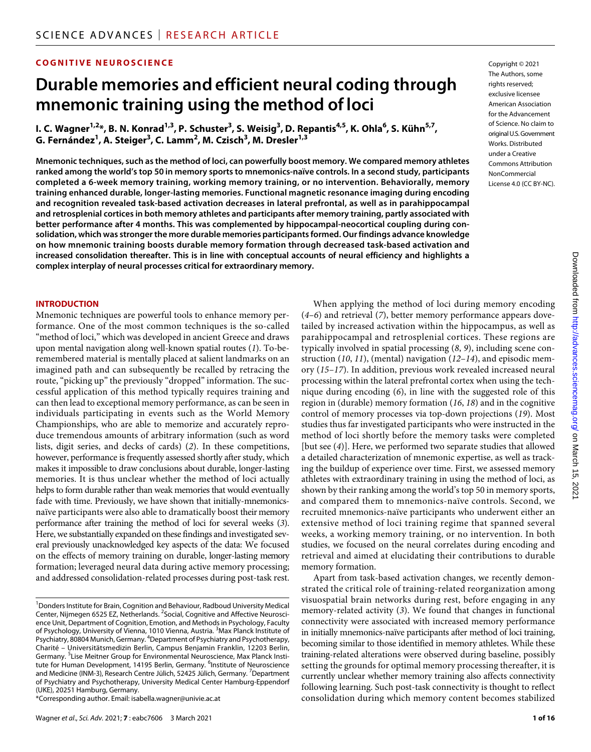COGNITIVE NEUROSCIENCE

# Durable memories and efficient neural coding through mnemonic training using the method of loci

I. C. Wagner[1,2]*, B. N. Konrad[1,3], P. Schuster[3], S. Weisig[3], D. Repantis[4,5], K. Ohla[6], S. Kühn[5,7], G. Fernández[1], A. Steiger[3], C. Lamm[2], M. Czisch[3], M. Dresler[1,3]

Copyright © 2021 The Authors, some rights reserved; exclusive licensee American Association for the Advancement of Science. No claim to original U.S. Government Works. Distributed under a Creative Commons Attribution NonCommercial License 4.0 (CC BY-NC).

**Mnemonic techniques, such as the method of loci, can powerfully boost memory. We compared memory athletes ranked among the world's top 50 in memory sports to mnemonics-naïve controls. In a second study, participants completed a 6-week memory training, working memory training, or no intervention. Behaviorally, memory training enhanced durable, longer-lasting memories. Functional magnetic resonance imaging during encoding and recognition revealed task-based activation decreases in lateral prefrontal, as well as in parahippocampal and retrosplenial cortices in both memory athletes and participants after memory training, partly associated with better performance after 4 months. This was complemented by hippocampal-neocortical coupling during consolidation, which was stronger the more durable memories participants formed. Our findings advance knowledge on how mnemonic training boosts durable memory formation through decreased task-based activation and increased consolidation thereafter. This is in line with conceptual accounts of neural efficiency and highlights a complex interplay of neural processes critical for extraordinary memory.**

## INTRODUCTION

Mnemonic techniques are powerful tools to enhance memory performance. One of the most common techniques is the so-called "method of loci," which was developed in ancient Greece and draws upon mental navigation along well-known spatial routes (*1*). To-be-remembered material is mentally placed at salient landmarks on an imagined path and can subsequently be recalled by retracing the route, "picking up" the previously "dropped" information. The successful application of this method typically requires training and can then lead to exceptional memory performance, as can be seen in individuals participating in events such as the World Memory Championships, who are able to memorize and accurately reproduce tremendous amounts of arbitrary information (such as word lists, digit series, and decks of cards) (*2*). In these competitions, however, performance is frequently assessed shortly after study, which makes it impossible to draw conclusions about durable, longer-lasting memories. It is thus unclear whether the method of loci actually helps to form durable rather than weak memories that would eventually fade with time. Previously, we have shown that initially-mnemonics-naïve participants were also able to dramatically boost their memory performance after training the method of loci for several weeks (*3*). Here, we substantially expanded on these findings and investigated several previously unacknowledged key aspects of the data: We focused on the effects of memory training on durable, longer-lasting memory formation; leveraged neural data during active memory processing; and addressed consolidation-related processes during post-task rest.

When applying the method of loci during memory encoding (*4*–*6*) and retrieval (*7*), better memory performance appears dovetailed by increased activation within the hippocampus, as well as parahippocampal and retrosplenial cortices. These regions are typically involved in spatial processing (*8*, *9*), including scene construction (*10*, *11*), (mental) navigation (*12*–*14*), and episodic memory (*15*–*17*). In addition, previous work revealed increased neural processing within the lateral prefrontal cortex when using the technique during encoding (*6*), in line with the suggested role of this region in (durable) memory formation (*16*, *18*) and in the cognitive control of memory processes via top-down projections (*19*). Most studies thus far investigated participants who were instructed in the method of loci shortly before the memory tasks were completed [but see (*4*)]. Here, we performed two separate studies that allowed a detailed characterization of mnemonic expertise, as well as tracking the buildup of experience over time. First, we assessed memory athletes with extraordinary training in using the method of loci, as shown by their ranking among the world's top 50 in memory sports, and compared them to mnemonics-naïve controls. Second, we recruited mnemonics-naïve participants who underwent either an extensive method of loci training regime that spanned several weeks, a working memory training, or no intervention. In both studies, we focused on the neural correlates during encoding and retrieval and aimed at elucidating their contributions to durable memory formation.

Apart from task-based activation changes, we recently demonstrated the critical role of training-related reorganization among visuospatial brain networks during rest, before engaging in any memory-related activity (*3*). We found that changes in functional connectivity were associated with increased memory performance in initially mnemonics-naïve participants after method of loci training, becoming similar to those identified in memory athletes. While these training-related alterations were observed during baseline, possibly setting the grounds for optimal memory processing thereafter, it is currently unclear whether memory training also affects connectivity following learning. Such post-task connectivity is thought to reflect consolidation during which memory content becomes stabilized

[1]Donders Institute for Brain, Cognition and Behaviour, Radboud University Medical Center, Nijmegen 6525 EZ, Netherlands. [2]Social, Cognitive and Affective Neuroscience Unit, Department of Cognition, Emotion, and Methods in Psychology, Faculty of Psychology, University of Vienna, 1010 Vienna, Austria. [3]Max Planck Institute of Psychiatry, 80804 Munich, Germany. [4]Department of Psychiatry and Psychotherapy, Charité – Universitätsmedizin Berlin, Campus Benjamin Franklin, 12203 Berlin, Germany. [5]Lise Meitner Group for Environmental Neuroscience, Max Planck Institute for Human Development, 14195 Berlin, Germany. [6]Institute of Neuroscience and Medicine (INM-3), Research Centre Jülich, 52425 Jülich, Germany. [7]Department of Psychiatry and Psychotherapy, University Medical Center Hamburg-Eppendorf (UKE), 20251 Hamburg, Germany.

*Corresponding author. Email: isabella.wagner@univie.ac.at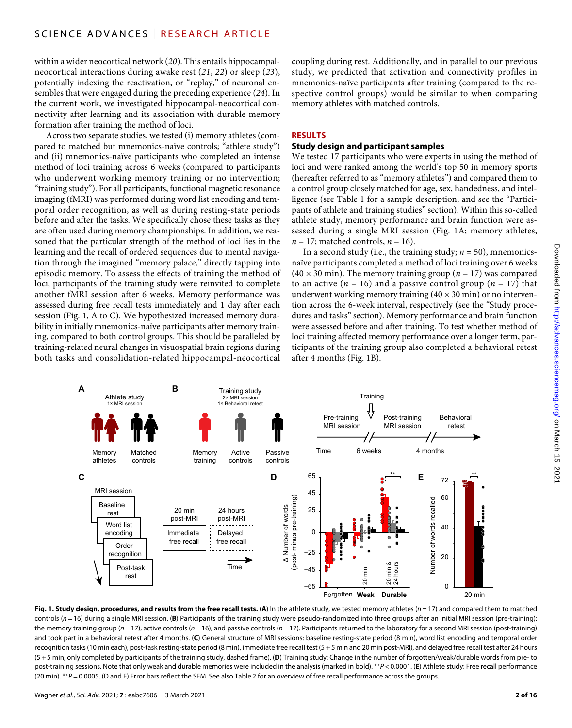within a wider neocortical network (20). This entails hippocampal-neocortical interactions during awake rest (21, 22) or sleep (23), potentially indexing the reactivation, or "replay," of neuronal ensembles that were engaged during the preceding experience (24). In the current work, we investigated hippocampal-neocortical connectivity after learning and its association with durable memory formation after training the method of loci.

Across two separate studies, we tested (i) memory athletes (compared to matched but mnemonics-naïve controls; "athlete study") and (ii) mnemonics-naïve participants who completed an intense method of loci training across 6 weeks (compared to participants who underwent working memory training or no intervention; "training study"). For all participants, functional magnetic resonance imaging (fMRI) was performed during word list encoding and temporal order recognition, as well as during resting-state periods before and after the tasks. We specifically chose these tasks as they are often used during memory championships. In addition, we reasoned that the particular strength of the method of loci lies in the learning and the recall of ordered sequences due to mental navigation through the imagined "memory palace," directly tapping into episodic memory. To assess the effects of training the method of loci, participants of the training study were reinvited to complete another fMRI session after 6 weeks. Memory performance was assessed during free recall tests immediately and 1 day after each session (Fig. 1, A to C). We hypothesized increased memory durability in initially mnemonics-naïve participants after memory training, compared to both control groups. This should be paralleled by training-related neural changes in visuospatial brain regions during both tasks and consolidation-related hippocampal-neocortical coupling during rest. Additionally, and in parallel to our previous study, we predicted that activation and connectivity profiles in mnemonics-naïve participants after training (compared to the respective control groups) would be similar to when comparing memory athletes with matched controls.

## RESULTS

### Study design and participant samples

We tested 17 participants who were experts in using the method of loci and were ranked among the world's top 50 in memory sports (hereafter referred to as "memory athletes") and compared them to a control group closely matched for age, sex, handedness, and intelligence (see Table 1 for a sample description, and see the "Participants of athlete and training studies" section). Within this so-called athlete study, memory performance and brain function were assessed during a single MRI session (Fig. 1A; memory athletes, $n = 17$; matched controls, $n = 16$).

In a second study (i.e., the training study; $n = 50$), mnemonics-naïve participants completed a method of loci training over 6 weeks ($40 \times 30$ min). The memory training group ($n = 17$) was compared to an active ($n = 16$) and a passive control group ($n = 17$) that underwent working memory training ($40 \times 30$ min) or no intervention across the 6-week interval, respectively (see the "Study procedures and tasks" section). Memory performance and brain function were assessed before and after training. To test whether method of loci training affected memory performance over a longer term, participants of the training group also completed a behavioral retest after 4 months (Fig. 1B).

**Fig. 1. Study design, procedures, and results from the free recall tests.** (**A**) In the athlete study, we tested memory athletes ($n = 17$) and compared them to matched controls ($n = 16$) during a single MRI session. (**B**) Participants of the training study were pseudo-randomized into three groups after an initial MRI session (pre-training): the memory training group ($n = 17$), active controls ($n = 16$), and passive controls ($n = 17$). Participants returned to the laboratory for a second MRI session (post-training) and took part in a behavioral retest after 4 months. (**C**) General structure of MRI sessions: baseline resting-state period (8 min), word list encoding and temporal order recognition tasks (10 min each), post-task resting-state period (8 min), immediate free recall test (5 + 5 min and 20 min post-MRI), and delayed free recall test after 24 hours (5 + 5 min; only completed by participants of the training study, dashed frame). (**D**) Training study: Change in the number of forgotten/weak/durable words from pre- to post-training sessions. Note that only weak and durable memories were included in the analysis (marked in bold). $^{**}P < 0.0001$. (**E**) Athlete study: Free recall performance (20 min). $^{**}P = 0.0005$. (D and E) Error bars reflect the SEM. See also Table 2 for an overview of free recall performance across the groups.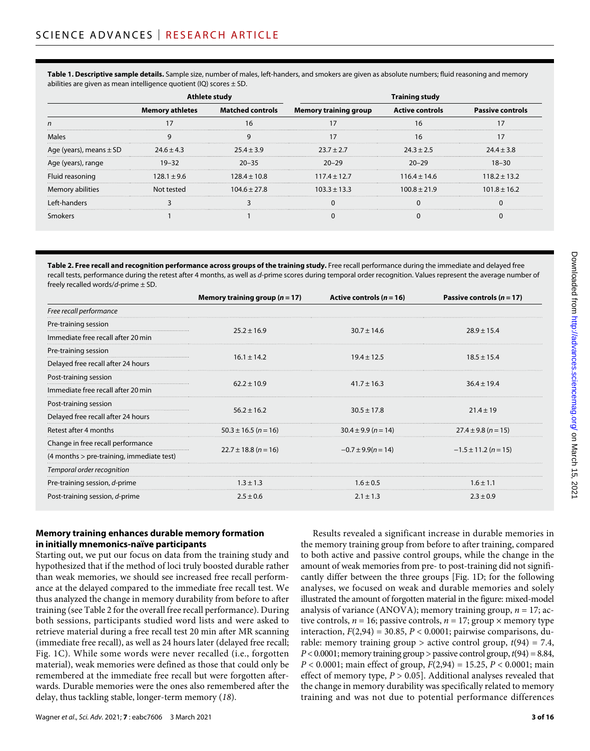**Table 1. Descriptive sample details.** Sample size, number of males, left-handers, and smokers are given as absolute numbers; fluid reasoning and memory abilities are given as mean intelligence quotient (IQ) scores ± SD.

| | Athlete study | | Training study | | |
|---|---|---|---|---|---|
| | Memory athletes | Matched controls | Memory training group | Active controls | Passive controls |
| *n* | 17 | 16 | 17 | 16 | 17 |
| Males | 9 | 9 | 17 | 16 | 17 |
| Age (years), means ± SD | 24.6 ± 4.3 | 25.4 ± 3.9 | 23.7 ± 2.7 | 24.3 ± 2.5 | 24.4 ± 3.8 |
| Age (years), range | 19–32 | 20–35 | 20–29 | 20–29 | 18–30 |
| Fluid reasoning | 128.1 ± 9.6 | 128.4 ± 10.8 | 117.4 ± 12.7 | 116.4 ± 14.6 | 118.2 ± 13.2 |
| Memory abilities | Not tested | 104.6 ± 27.8 | 103.3 ± 13.3 | 100.8 ± 21.9 | 101.8 ± 16.2 |
| Left-handers | 3 | 3 | 0 | 0 | 0 |
| Smokers | 1 | 1 | 0 | 0 | 0 |

**Table 2. Free recall and recognition performance across groups of the training study.** Free recall performance during the immediate and delayed free recall tests, performance during the retest after 4 months, as well as *d*-prime scores during temporal order recognition. Values represent the average number of freely recalled words/*d*-prime ± SD.

| | Memory training group (*n* = 17) | Active controls (*n* = 16) | Passive controls (*n* = 17) |
|---|---|---|---|
| *Free recall performance* | | | |
| Pre-training session / Immediate free recall after 20 min | 25.2 ± 16.9 | 30.7 ± 14.6 | 28.9 ± 15.4 |
| Pre-training session / Delayed free recall after 24 hours | 16.1 ± 14.2 | 19.4 ± 12.5 | 18.5 ± 15.4 |
| Post-training session / Immediate free recall after 20 min | 62.2 ± 10.9 | 41.7 ± 16.3 | 36.4 ± 19.4 |
| Post-training session / Delayed free recall after 24 hours | 56.2 ± 16.2 | 30.5 ± 17.8 | 21.4 ± 19 |
| Retest after 4 months | 50.3 ± 16.5 (*n* = 16) | 30.4 ± 9.9 (*n* = 14) | 27.4 ± 9.8 (*n* = 15) |
| Change in free recall performance (4 months > pre-training, immediate test) | 22.7 ± 18.8 (*n* = 16) | −0.7 ± 9.9(*n* = 14) | −1.5 ± 11.2 (*n* = 15) |
| *Temporal order recognition* | | | |
| Pre-training session, *d*-prime | 1.3 ± 1.3 | 1.6 ± 0.5 | 1.6 ± 1.1 |
| Post-training session, *d*-prime | 2.5 ± 0.6 | 2.1 ± 1.3 | 2.3 ± 0.9 |

### Memory training enhances durable memory formation in initially mnemonics-naïve participants

Starting out, we put our focus on data from the training study and hypothesized that if the method of loci truly boosted durable rather than weak memories, we should see increased free recall performance at the delayed compared to the immediate free recall test. We thus analyzed the change in memory durability from before to after training (see Table 2 for the overall free recall performance). During both sessions, participants studied word lists and were asked to retrieve material during a free recall test 20 min after MR scanning (immediate free recall), as well as 24 hours later (delayed free recall; Fig. 1C). While some words were never recalled (i.e., forgotten material), weak memories were defined as those that could only be remembered at the immediate free recall but were forgotten afterwards. Durable memories were the ones also remembered after the delay, thus tackling stable, longer-term memory (*18*).

Results revealed a significant increase in durable memories in the memory training group from before to after training, compared to both active and passive control groups, while the change in the amount of weak memories from pre- to post-training did not significantly differ between the three groups [Fig. 1D; for the following analyses, we focused on weak and durable memories and solely illustrated the amount of forgotten material in the figure: mixed-model analysis of variance (ANOVA); memory training group, $n = 17$; active controls, $n = 16$; passive controls, $n = 17$; group × memory type interaction, $F(2,94) = 30.85$, $P < 0.0001$; pairwise comparisons, durable: memory training group > active control group, $t(94) = 7.4$, $P < 0.0001$; memory training group > passive control group, $t(94) = 8.84$, $P < 0.0001$; main effect of group, $F(2,94) = 15.25$, $P < 0.0001$; main effect of memory type, $P > 0.05$]. Additional analyses revealed that the change in memory durability was specifically related to memory training and was not due to potential performance differences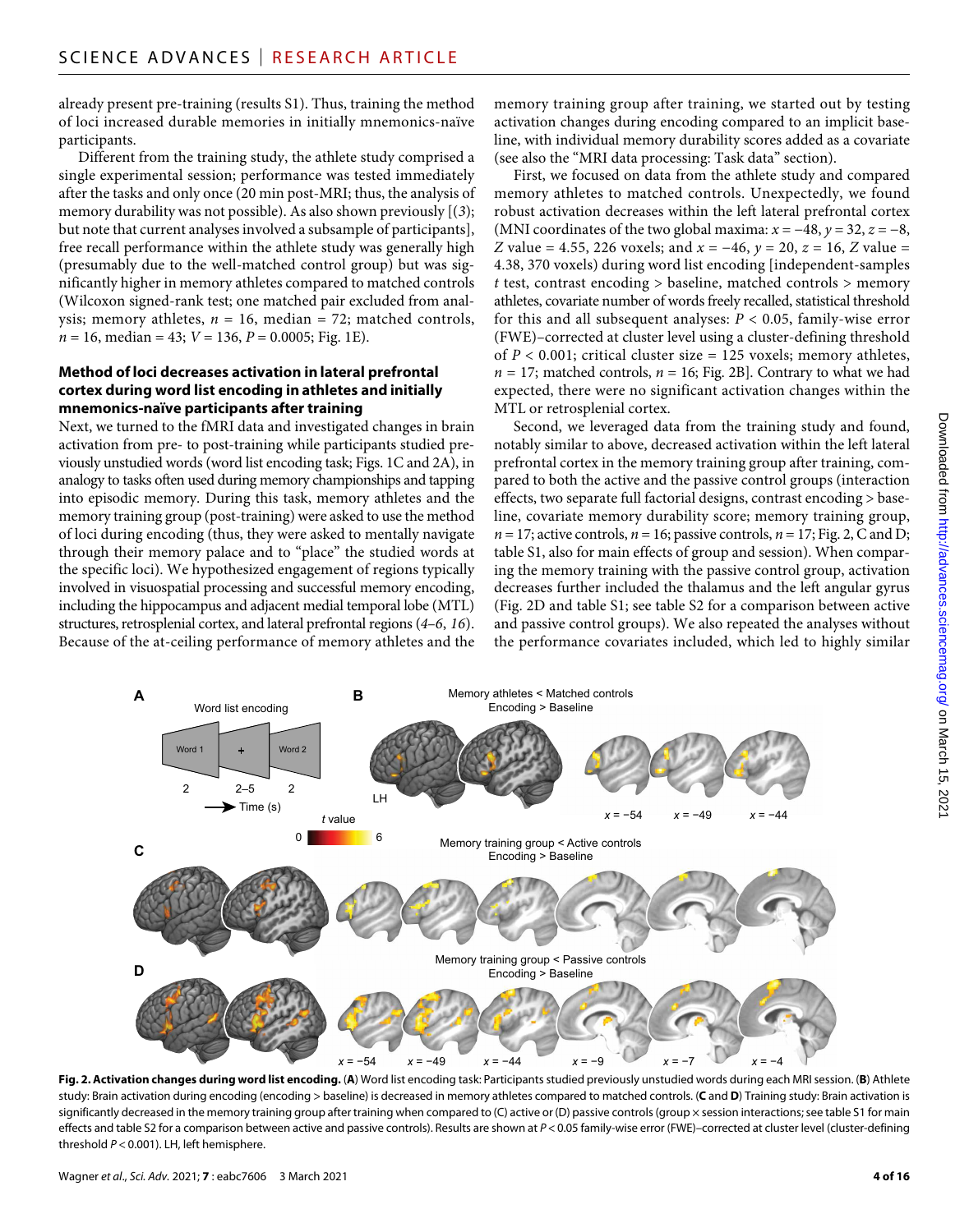already present pre-training (results S1). Thus, training the method of loci increased durable memories in initially mnemonics-naïve participants.

Different from the training study, the athlete study comprised a single experimental session; performance was tested immediately after the tasks and only once (20 min post-MRI; thus, the analysis of memory durability was not possible). As also shown previously [(3); but note that current analyses involved a subsample of participants], free recall performance within the athlete study was generally high (presumably due to the well-matched control group) but was significantly higher in memory athletes compared to matched controls (Wilcoxon signed-rank test; one matched pair excluded from analysis; memory athletes, $n = 16$, median = 72; matched controls, $n = 16$, median = 43; $V = 136$, $P = 0.0005$; Fig. 1E).

### Method of loci decreases activation in lateral prefrontal cortex during word list encoding in athletes and initially mnemonics-naïve participants after training

Next, we turned to the fMRI data and investigated changes in brain activation from pre- to post-training while participants studied previously unstudied words (word list encoding task; Figs. 1C and 2A), in analogy to tasks often used during memory championships and tapping into episodic memory. During this task, memory athletes and the memory training group (post-training) were asked to use the method of loci during encoding (thus, they were asked to mentally navigate through their memory palace and to "place" the studied words at the specific loci). We hypothesized engagement of regions typically involved in visuospatial processing and successful memory encoding, including the hippocampus and adjacent medial temporal lobe (MTL) structures, retrosplenial cortex, and lateral prefrontal regions (4–6, 16). Because of the at-ceiling performance of memory athletes and the memory training group after training, we started out by testing activation changes during encoding compared to an implicit baseline, with individual memory durability scores added as a covariate (see also the "MRI data processing: Task data" section).

First, we focused on data from the athlete study and compared memory athletes to matched controls. Unexpectedly, we found robust activation decreases within the left lateral prefrontal cortex (MNI coordinates of the two global maxima: $x = -48$, $y = 32$, $z = -8$, $Z$ value = 4.55, 226 voxels; and $x = -46$, $y = 20$, $z = 16$, $Z$ value = 4.38, 370 voxels) during word list encoding [independent-samples $t$ test, contrast encoding > baseline, matched controls > memory athletes, covariate number of words freely recalled, statistical threshold for this and all subsequent analyses: $P < 0.05$, family-wise error (FWE)–corrected at cluster level using a cluster-defining threshold of $P < 0.001$; critical cluster size = 125 voxels; memory athletes, $n = 17$; matched controls, $n = 16$; Fig. 2B]. Contrary to what we had expected, there were no significant activation changes within the MTL or retrosplenial cortex.

Second, we leveraged data from the training study and found, notably similar to above, decreased activation within the left lateral prefrontal cortex in the memory training group after training, compared to both the active and the passive control groups (interaction effects, two separate full factorial designs, contrast encoding > baseline, covariate memory durability score; memory training group, $n = 17$; active controls, $n = 16$; passive controls, $n = 17$; Fig. 2, C and D; table S1, also for main effects of group and session). When comparing the memory training with the passive control group, activation decreases further included the thalamus and the left angular gyrus (Fig. 2D and table S1; see table S2 for a comparison between active and passive control groups). We also repeated the analyses without the performance covariates included, which led to highly similar

**Fig. 2. Activation changes during word list encoding.** (**A**) Word list encoding task: Participants studied previously unstudied words during each MRI session. (**B**) Athlete study: Brain activation during encoding (encoding > baseline) is decreased in memory athletes compared to matched controls. (**C** and **D**) Training study: Brain activation is significantly decreased in the memory training group after training when compared to (C) active or (D) passive controls (group × session interactions; see table S1 for main effects and table S2 for a comparison between active and passive controls). Results are shown at $P < 0.05$ family-wise error (FWE)–corrected at cluster level (cluster-defining threshold $P < 0.001$). LH, left hemisphere.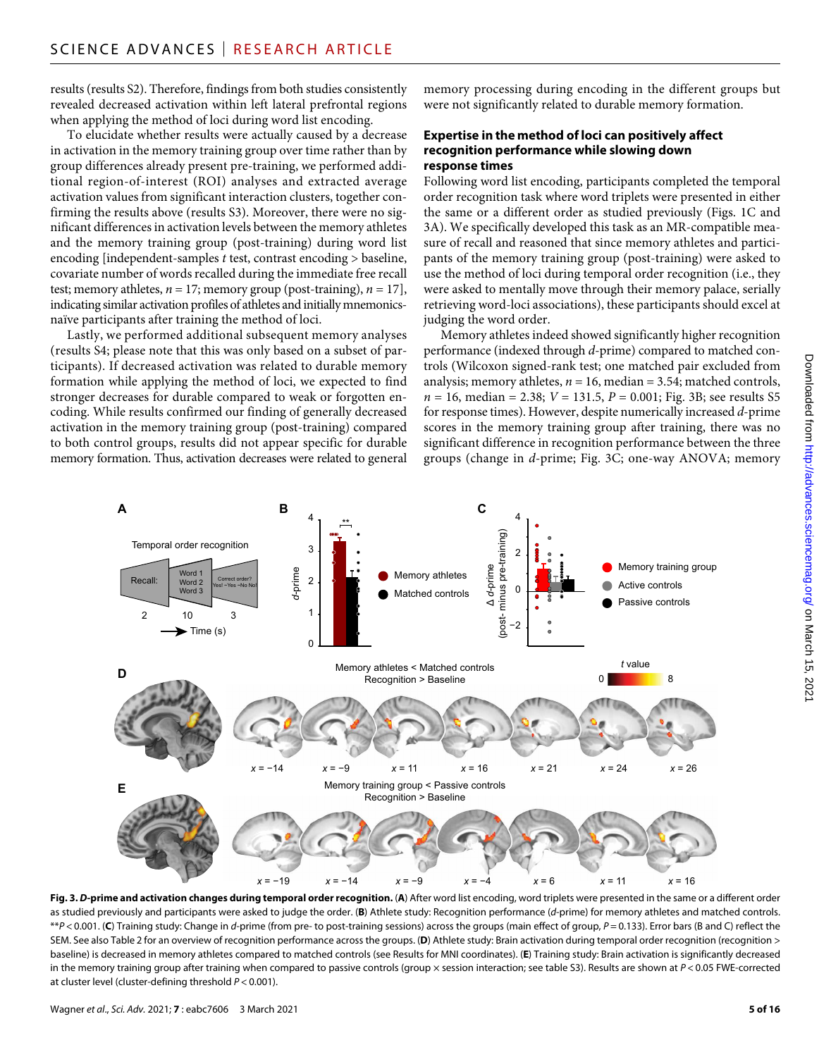results (results S2). Therefore, findings from both studies consistently revealed decreased activation within left lateral prefrontal regions when applying the method of loci during word list encoding.

To elucidate whether results were actually caused by a decrease in activation in the memory training group over time rather than by group differences already present pre-training, we performed additional region-of-interest (ROI) analyses and extracted average activation values from significant interaction clusters, together confirming the results above (results S3). Moreover, there were no significant differences in activation levels between the memory athletes and the memory training group (post-training) during word list encoding [independent-samples $t$ test, contrast encoding > baseline, covariate number of words recalled during the immediate free recall test; memory athletes, $n = 17$; memory group (post-training), $n = 17$], indicating similar activation profiles of athletes and initially mnemonics-naïve participants after training the method of loci.

Lastly, we performed additional subsequent memory analyses (results S4; please note that this was only based on a subset of participants). If decreased activation was related to durable memory formation while applying the method of loci, we expected to find stronger decreases for durable compared to weak or forgotten encoding. While results confirmed our finding of generally decreased activation in the memory training group (post-training) compared to both control groups, results did not appear specific for durable memory formation. Thus, activation decreases were related to general memory processing during encoding in the different groups but were not significantly related to durable memory formation.

### Expertise in the method of loci can positively affect recognition performance while slowing down response times

Following word list encoding, participants completed the temporal order recognition task where word triplets were presented in either the same or a different order as studied previously (Figs. 1C and 3A). We specifically developed this task as an MR-compatible measure of recall and reasoned that since memory athletes and participants of the memory training group (post-training) were asked to use the method of loci during temporal order recognition (i.e., they were asked to mentally move through their memory palace, serially retrieving word-loci associations), these participants should excel at judging the word order.

Memory athletes indeed showed significantly higher recognition performance (indexed through $d$-prime) compared to matched controls (Wilcoxon signed-rank test; one matched pair excluded from analysis; memory athletes, $n = 16$, median = 3.54; matched controls, $n = 16$, median = 2.38; $V = 131.5$, $P = 0.001$; Fig. 3B; see results S5 for response times). However, despite numerically increased $d$-prime scores in the memory training group after training, there was no significant difference in recognition performance between the three groups (change in $d$-prime; Fig. 3C; one-way ANOVA; memory

**Fig. 3. $D$-prime and activation changes during temporal order recognition.** (**A**) After word list encoding, word triplets were presented in the same or a different order as studied previously and participants were asked to judge the order. (**B**) Athlete study: Recognition performance ($d$-prime) for memory athletes and matched controls. **$P < 0.001$. (**C**) Training study: Change in $d$-prime (from pre- to post-training sessions) across the groups (main effect of group, $P = 0.133$). Error bars (B and C) reflect the SEM. See also Table 2 for an overview of recognition performance across the groups. (**D**) Athlete study: Brain activation during temporal order recognition (recognition > baseline) is decreased in memory athletes compared to matched controls (see Results for MNI coordinates). (**E**) Training study: Brain activation is significantly decreased in the memory training group after training when compared to passive controls (group × session interaction; see table S3). Results are shown at $P < 0.05$ FWE-corrected at cluster level (cluster-defining threshold $P < 0.001$).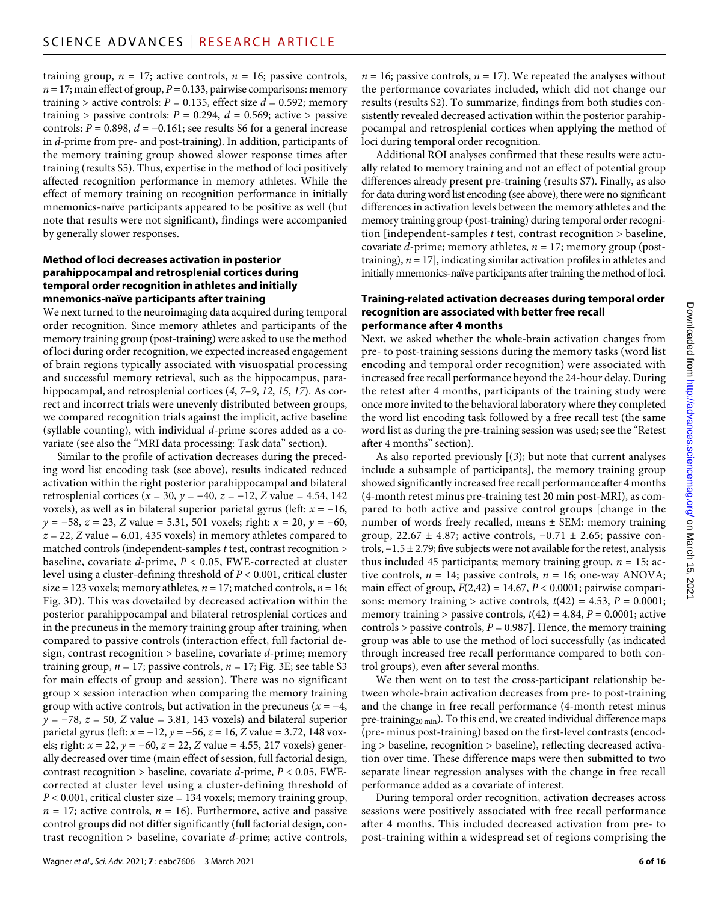training group, $n = 17$; active controls, $n = 16$; passive controls, $n = 17$; main effect of group, $P = 0.133$, pairwise comparisons: memory training > active controls: $P = 0.135$, effect size $d = 0.592$; memory training > passive controls: $P = 0.294$, $d = 0.569$; active > passive controls: $P = 0.898$, $d = -0.161$; see results S6 for a general increase in *d*-prime from pre- and post-training). In addition, participants of the memory training group showed slower response times after training (results S5). Thus, expertise in the method of loci positively affected recognition performance in memory athletes. While the effect of memory training on recognition performance in initially mnemonics-naïve participants appeared to be positive as well (but note that results were not significant), findings were accompanied by generally slower responses.

### Method of loci decreases activation in posterior parahippocampal and retrosplenial cortices during temporal order recognition in athletes and initially mnemonics-naïve participants after training

We next turned to the neuroimaging data acquired during temporal order recognition. Since memory athletes and participants of the memory training group (post-training) were asked to use the method of loci during order recognition, we expected increased engagement of brain regions typically associated with visuospatial processing and successful memory retrieval, such as the hippocampus, parahippocampal, and retrosplenial cortices (4, 7–9, 12, 15, 17). As correct and incorrect trials were unevenly distributed between groups, we compared recognition trials against the implicit, active baseline (syllable counting), with individual *d*-prime scores added as a covariate (see also the "MRI data processing: Task data" section).

Similar to the profile of activation decreases during the preceding word list encoding task (see above), results indicated reduced activation within the right posterior parahippocampal and bilateral retrosplenial cortices ($x = 30$, $y = -40$, $z = -12$, $Z$ value = 4.54, 142 voxels), as well as in bilateral superior parietal gyrus (left: $x = -16$, $y = -58$, $z = 23$, $Z$ value = 5.31, 501 voxels; right: $x = 20$, $y = -60$, $z = 22$, $Z$ value = 6.01, 435 voxels) in memory athletes compared to matched controls (independent-samples *t* test, contrast recognition > baseline, covariate *d*-prime, $P < 0.05$, FWE-corrected at cluster level using a cluster-defining threshold of $P < 0.001$, critical cluster size = 123 voxels; memory athletes, $n = 17$; matched controls, $n = 16$; Fig. 3D). This was dovetailed by decreased activation within the posterior parahippocampal and bilateral retrosplenial cortices and in the precuneus in the memory training group after training, when compared to passive controls (interaction effect, full factorial design, contrast recognition > baseline, covariate *d*-prime; memory training group, $n = 17$; passive controls, $n = 17$; Fig. 3E; see table S3 for main effects of group and session). There was no significant group × session interaction when comparing the memory training group with active controls, but activation in the precuneus ($x = -4$, $y = -78$, $z = 50$, $Z$ value = 3.81, 143 voxels) and bilateral superior parietal gyrus (left: $x = -12$, $y = -56$, $z = 16$, $Z$ value = 3.72, 148 voxels; right: $x = 22$, $y = -60$, $z = 22$, $Z$ value = 4.55, 217 voxels) generally decreased over time (main effect of session, full factorial design, contrast recognition > baseline, covariate *d*-prime, $P < 0.05$, FWE-corrected at cluster level using a cluster-defining threshold of $P < 0.001$, critical cluster size = 134 voxels; memory training group, $n = 17$; active controls, $n = 16$). Furthermore, active and passive control groups did not differ significantly (full factorial design, contrast recognition > baseline, covariate *d*-prime; active controls, $n = 16$; passive controls, $n = 17$). We repeated the analyses without the performance covariates included, which did not change our results (results S2). To summarize, findings from both studies consistently revealed decreased activation within the posterior parahippocampal and retrosplenial cortices when applying the method of loci during temporal order recognition.

Additional ROI analyses confirmed that these results were actually related to memory training and not an effect of potential group differences already present pre-training (results S7). Finally, as also for data during word list encoding (see above), there were no significant differences in activation levels between the memory athletes and the memory training group (post-training) during temporal order recognition [independent-samples *t* test, contrast recognition > baseline, covariate *d*-prime; memory athletes, $n = 17$; memory group (post-training), $n = 17$], indicating similar activation profiles in athletes and initially mnemonics-naïve participants after training the method of loci.

### Training-related activation decreases during temporal order recognition are associated with better free recall performance after 4 months

Next, we asked whether the whole-brain activation changes from pre- to post-training sessions during the memory tasks (word list encoding and temporal order recognition) were associated with increased free recall performance beyond the 24-hour delay. During the retest after 4 months, participants of the training study were once more invited to the behavioral laboratory where they completed the word list encoding task followed by a free recall test (the same word list as during the pre-training session was used; see the "Retest after 4 months" section).

As also reported previously [(3); but note that current analyses include a subsample of participants], the memory training group showed significantly increased free recall performance after 4 months (4-month retest minus pre-training test 20 min post-MRI), as compared to both active and passive control groups [change in the number of words freely recalled, means ± SEM: memory training group, 22.67 ± 4.87; active controls, −0.71 ± 2.65; passive controls, −1.5 ± 2.79; five subjects were not available for the retest, analysis thus included 45 participants; memory training group, $n = 15$; active controls, $n = 14$; passive controls, $n = 16$; one-way ANOVA; main effect of group, $F(2,42) = 14.67$, $P < 0.0001$; pairwise comparisons: memory training > active controls, $t(42) = 4.53$, $P = 0.0001$; memory training > passive controls, $t(42) = 4.84$, $P = 0.0001$; active controls > passive controls, $P = 0.987$]. Hence, the memory training group was able to use the method of loci successfully (as indicated through increased free recall performance compared to both control groups), even after several months.

We then went on to test the cross-participant relationship between whole-brain activation decreases from pre- to post-training and the change in free recall performance (4-month retest minus pre-training$_{20\,\text{min}}$). To this end, we created individual difference maps (pre- minus post-training) based on the first-level contrasts (encoding > baseline, recognition > baseline), reflecting decreased activation over time. These difference maps were then submitted to two separate linear regression analyses with the change in free recall performance added as a covariate of interest.

During temporal order recognition, activation decreases across sessions were positively associated with free recall performance after 4 months. This included decreased activation from pre- to post-training within a widespread set of regions comprising the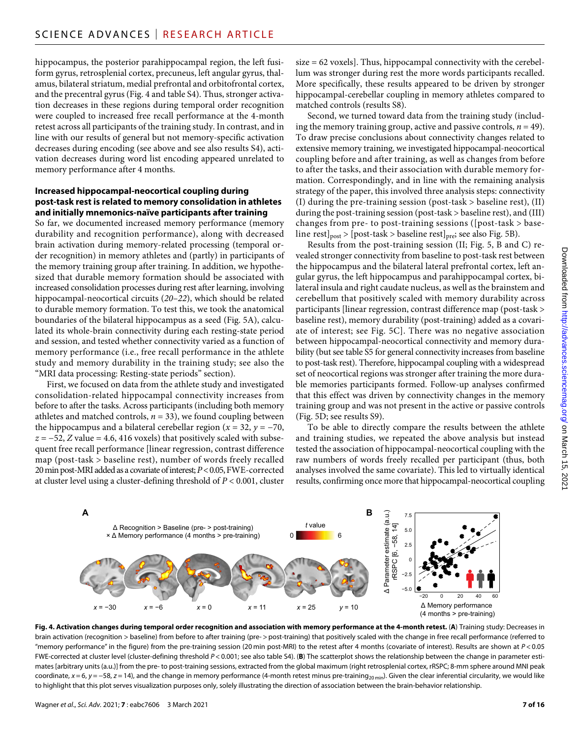hippocampus, the posterior parahippocampal region, the left fusiform gyrus, retrosplenial cortex, precuneus, left angular gyrus, thalamus, bilateral striatum, medial prefrontal and orbitofrontal cortex, and the precentral gyrus (Fig. 4 and table S4). Thus, stronger activation decreases in these regions during temporal order recognition were coupled to increased free recall performance at the 4-month retest across all participants of the training study. In contrast, and in line with our results of general but not memory-specific activation decreases during encoding (see above and see also results S4), activation decreases during word list encoding appeared unrelated to memory performance after 4 months.

### Increased hippocampal-neocortical coupling during post-task rest is related to memory consolidation in athletes and initially mnemonics-naïve participants after training

So far, we documented increased memory performance (memory durability and recognition performance), along with decreased brain activation during memory-related processing (temporal order recognition) in memory athletes and (partly) in participants of the memory training group after training. In addition, we hypothesized that durable memory formation should be associated with increased consolidation processes during rest after learning, involving hippocampal-neocortical circuits (*20*–*22*), which should be related to durable memory formation. To test this, we took the anatomical boundaries of the bilateral hippocampus as a seed (Fig. 5A), calculated its whole-brain connectivity during each resting-state period and session, and tested whether connectivity varied as a function of memory performance (i.e., free recall performance in the athlete study and memory durability in the training study; see also the "MRI data processing: Resting-state periods" section).

First, we focused on data from the athlete study and investigated consolidation-related hippocampal connectivity increases from before to after the tasks. Across participants (including both memory athletes and matched controls, $n = 33$), we found coupling between the hippocampus and a bilateral cerebellar region ($x = 32$, $y = -70$, $z = -52$, $Z$ value = 4.6, 416 voxels) that positively scaled with subsequent free recall performance [linear regression, contrast difference map (post-task > baseline rest), number of words freely recalled 20 min post-MRI added as a covariate of interest; $P < 0.05$, FWE-corrected at cluster level using a cluster-defining threshold of $P < 0.001$, cluster size = 62 voxels]. Thus, hippocampal connectivity with the cerebellum was stronger during rest the more words participants recalled. More specifically, these results appeared to be driven by stronger hippocampal-cerebellar coupling in memory athletes compared to matched controls (results S8).

Second, we turned toward data from the training study (including the memory training group, active and passive controls, $n = 49$). To draw precise conclusions about connectivity changes related to extensive memory training, we investigated hippocampal-neocortical coupling before and after training, as well as changes from before to after the tasks, and their association with durable memory formation. Correspondingly, and in line with the remaining analysis strategy of the paper, this involved three analysis steps: connectivity (I) during the pre-training session (post-task > baseline rest), (II) during the post-training session (post-task > baseline rest), and (III) changes from pre- to post-training sessions ([post-task > baseline rest]$_{post}$ > [post-task > baseline rest]$_{pre}$; see also Fig. 5B).

Results from the post-training session (II; Fig. 5, B and C) revealed stronger connectivity from baseline to post-task rest between the hippocampus and the bilateral lateral prefrontal cortex, left angular gyrus, the left hippocampus and parahippocampal cortex, bilateral insula and right caudate nucleus, as well as the brainstem and cerebellum that positively scaled with memory durability across participants [linear regression, contrast difference map (post-task > baseline rest), memory durability (post-training) added as a covariate of interest; see Fig. 5C]. There was no negative association between hippocampal-neocortical connectivity and memory durability (but see table S5 for general connectivity increases from baseline to post-task rest). Therefore, hippocampal coupling with a widespread set of neocortical regions was stronger after training the more durable memories participants formed. Follow-up analyses confirmed that this effect was driven by connectivity changes in the memory training group and was not present in the active or passive controls (Fig. 5D; see results S9).

To be able to directly compare the results between the athlete and training studies, we repeated the above analysis but instead tested the association of hippocampal-neocortical coupling with the raw numbers of words freely recalled per participant (thus, both analyses involved the same covariate). This led to virtually identical results, confirming once more that hippocampal-neocortical coupling

**Fig. 4. Activation changes during temporal order recognition and association with memory performance at the 4-month retest.** (**A**) Training study: Decreases in brain activation (recognition > baseline) from before to after training (pre- > post-training) that positively scaled with the change in free recall performance (referred to "memory performance" in the figure) from the pre-training session (20 min post-MRI) to the retest after 4 months (covariate of interest). Results are shown at $P < 0.05$ FWE-corrected at cluster level (cluster-defining threshold $P < 0.001$; see also table S4). (**B**) The scatterplot shows the relationship between the change in parameter estimates [arbitrary units (a.u.)] from the pre- to post-training sessions, extracted from the global maximum (right retrosplenial cortex, rRSPC; 8-mm sphere around MNI peak coordinate, $x = 6$, $y = -58$, $z = 14$), and the change in memory performance (4-month retest minus pre-training$_{20\,min}$). Given the clear inferential circularity, we would like to highlight that this plot serves visualization purposes only, solely illustrating the direction of association between the brain-behavior relationship.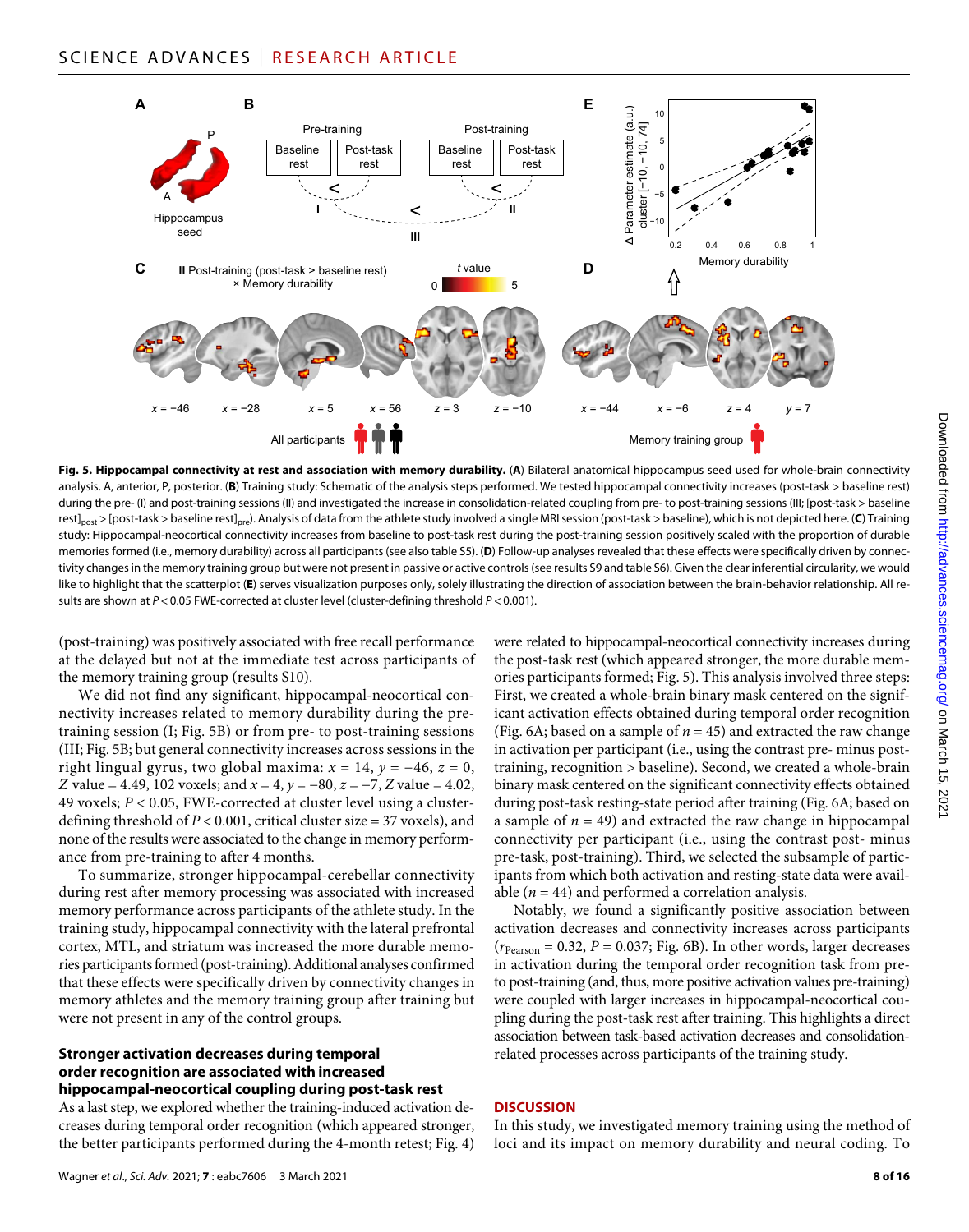**Fig. 5. Hippocampal connectivity at rest and association with memory durability.** (**A**) Bilateral anatomical hippocampus seed used for whole-brain connectivity analysis. A, anterior, P, posterior. (**B**) Training study: Schematic of the analysis steps performed. We tested hippocampal connectivity increases (post-task > baseline rest) during the pre- (I) and post-training sessions (II) and investigated the increase in consolidation-related coupling from pre- to post-training sessions (III; [post-task > baseline rest]$_{post}$ > [post-task > baseline rest]$_{pre}$). Analysis of data from the athlete study involved a single MRI session (post-task > baseline), which is not depicted here. (**C**) Training study: Hippocampal-neocortical connectivity increases from baseline to post-task rest during the post-training session positively scaled with the proportion of durable memories formed (i.e., memory durability) across all participants (see also table S5). (**D**) Follow-up analyses revealed that these effects were specifically driven by connectivity changes in the memory training group but were not present in passive or active controls (see results S9 and table S6). Given the clear inferential circularity, we would like to highlight that the scatterplot (**E**) serves visualization purposes only, solely illustrating the direction of association between the brain-behavior relationship. All results are shown at $P < 0.05$ FWE-corrected at cluster level (cluster-defining threshold $P < 0.001$).

(post-training) was positively associated with free recall performance at the delayed but not at the immediate test across participants of the memory training group (results S10).

We did not find any significant, hippocampal-neocortical connectivity increases related to memory durability during the pre-training session (I; Fig. 5B) or from pre- to post-training sessions (III; Fig. 5B; but general connectivity increases across sessions in the right lingual gyrus, two global maxima: $x = 14$, $y = -46$, $z = 0$, $Z$ value = 4.49, 102 voxels; and $x = 4$, $y = -80$, $z = -7$, $Z$ value = 4.02, 49 voxels; $P < 0.05$, FWE-corrected at cluster level using a cluster-defining threshold of $P < 0.001$, critical cluster size = 37 voxels), and none of the results were associated to the change in memory performance from pre-training to after 4 months.

To summarize, stronger hippocampal-cerebellar connectivity during rest after memory processing was associated with increased memory performance across participants of the athlete study. In the training study, hippocampal connectivity with the lateral prefrontal cortex, MTL, and striatum was increased the more durable memories participants formed (post-training). Additional analyses confirmed that these effects were specifically driven by connectivity changes in memory athletes and the memory training group after training but were not present in any of the control groups.

### Stronger activation decreases during temporal order recognition are associated with increased hippocampal-neocortical coupling during post-task rest

As a last step, we explored whether the training-induced activation decreases during temporal order recognition (which appeared stronger, the better participants performed during the 4-month retest; Fig. 4) were related to hippocampal-neocortical connectivity increases during the post-task rest (which appeared stronger, the more durable memories participants formed; Fig. 5). This analysis involved three steps: First, we created a whole-brain binary mask centered on the significant activation effects obtained during temporal order recognition (Fig. 6A; based on a sample of $n = 45$) and extracted the raw change in activation per participant (i.e., using the contrast pre- minus post-training, recognition > baseline). Second, we created a whole-brain binary mask centered on the significant connectivity effects obtained during post-task resting-state period after training (Fig. 6A; based on a sample of $n = 49$) and extracted the raw change in hippocampal connectivity per participant (i.e., using the contrast post- minus pre-task, post-training). Third, we selected the subsample of participants from which both activation and resting-state data were available ($n = 44$) and performed a correlation analysis.

Notably, we found a significantly positive association between activation decreases and connectivity increases across participants ($r_{Pearson} = 0.32$, $P = 0.037$; Fig. 6B). In other words, larger decreases in activation during the temporal order recognition task from pre- to post-training (and, thus, more positive activation values pre-training) were coupled with larger increases in hippocampal-neocortical coupling during the post-task rest after training. This highlights a direct association between task-based activation decreases and consolidation-related processes across participants of the training study.

## DISCUSSION

In this study, we investigated memory training using the method of loci and its impact on memory durability and neural coding. To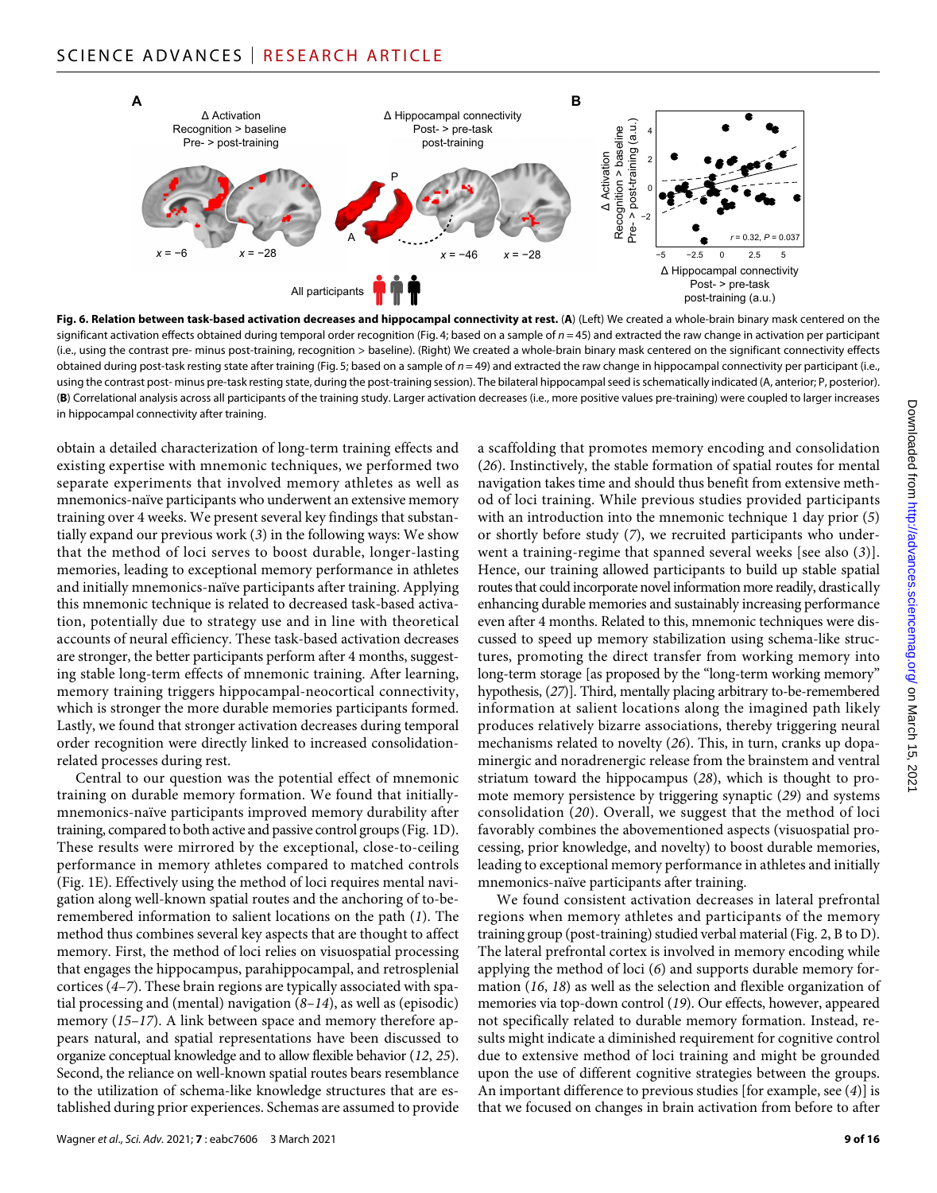**Fig. 6. Relation between task-based activation decreases and hippocampal connectivity at rest.** (**A**) (Left) We created a whole-brain binary mask centered on the significant activation effects obtained during temporal order recognition (Fig. 4; based on a sample of $n = 45$) and extracted the raw change in activation per participant (i.e., using the contrast pre- minus post-training, recognition > baseline). (Right) We created a whole-brain binary mask centered on the significant connectivity effects obtained during post-task resting state after training (Fig. 5; based on a sample of $n = 49$) and extracted the raw change in hippocampal connectivity per participant (i.e., using the contrast post- minus pre-task resting state, during the post-training session). The bilateral hippocampal seed is schematically indicated (A, anterior; P, posterior). (**B**) Correlational analysis across all participants of the training study. Larger activation decreases (i.e., more positive values pre-training) were coupled to larger increases in hippocampal connectivity after training.

obtain a detailed characterization of long-term training effects and existing expertise with mnemonic techniques, we performed two separate experiments that involved memory athletes as well as mnemonics-naïve participants who underwent an extensive memory training over 4 weeks. We present several key findings that substantially expand our previous work (*3*) in the following ways: We show that the method of loci serves to boost durable, longer-lasting memories, leading to exceptional memory performance in athletes and initially mnemonics-naïve participants after training. Applying this mnemonic technique is related to decreased task-based activation, potentially due to strategy use and in line with theoretical accounts of neural efficiency. These task-based activation decreases are stronger, the better participants perform after 4 months, suggesting stable long-term effects of mnemonic training. After learning, memory training triggers hippocampal-neocortical connectivity, which is stronger the more durable memories participants formed. Lastly, we found that stronger activation decreases during temporal order recognition were directly linked to increased consolidation-related processes during rest.

Central to our question was the potential effect of mnemonic training on durable memory formation. We found that initially-mnemonics-naïve participants improved memory durability after training, compared to both active and passive control groups (Fig. 1D). These results were mirrored by the exceptional, close-to-ceiling performance in memory athletes compared to matched controls (Fig. 1E). Effectively using the method of loci requires mental navigation along well-known spatial routes and the anchoring of to-be-remembered information to salient locations on the path (*1*). The method thus combines several key aspects that are thought to affect memory. First, the method of loci relies on visuospatial processing that engages the hippocampus, parahippocampal, and retrosplenial cortices (*4*–*7*). These brain regions are typically associated with spatial processing and (mental) navigation (*8*–*14*), as well as (episodic) memory (*15*–*17*). A link between space and memory therefore appears natural, and spatial representations have been discussed to organize conceptual knowledge and to allow flexible behavior (*12*, *25*). Second, the reliance on well-known spatial routes bears resemblance to the utilization of schema-like knowledge structures that are established during prior experiences. Schemas are assumed to provide a scaffolding that promotes memory encoding and consolidation (*26*). Instinctively, the stable formation of spatial routes for mental navigation takes time and should thus benefit from extensive method of loci training. While previous studies provided participants with an introduction into the mnemonic technique 1 day prior (*5*) or shortly before study (*7*), we recruited participants who underwent a training-regime that spanned several weeks [see also (*3*)]. Hence, our training allowed participants to build up stable spatial routes that could incorporate novel information more readily, drastically enhancing durable memories and sustainably increasing performance even after 4 months. Related to this, mnemonic techniques were discussed to speed up memory stabilization using schema-like structures, promoting the direct transfer from working memory into long-term storage [as proposed by the "long-term working memory" hypothesis, (*27*)]. Third, mentally placing arbitrary to-be-remembered information at salient locations along the imagined path likely produces relatively bizarre associations, thereby triggering neural mechanisms related to novelty (*26*). This, in turn, cranks up dopaminergic and noradrenergic release from the brainstem and ventral striatum toward the hippocampus (*28*), which is thought to promote memory persistence by triggering synaptic (*29*) and systems consolidation (*20*). Overall, we suggest that the method of loci favorably combines the abovementioned aspects (visuospatial processing, prior knowledge, and novelty) to boost durable memories, leading to exceptional memory performance in athletes and initially mnemonics-naïve participants after training.

We found consistent activation decreases in lateral prefrontal regions when memory athletes and participants of the memory training group (post-training) studied verbal material (Fig. 2, B to D). The lateral prefrontal cortex is involved in memory encoding while applying the method of loci (*6*) and supports durable memory formation (*16*, *18*) as well as the selection and flexible organization of memories via top-down control (*19*). Our effects, however, appeared not specifically related to durable memory formation. Instead, results might indicate a diminished requirement for cognitive control due to extensive method of loci training and might be grounded upon the use of different cognitive strategies between the groups. An important difference to previous studies [for example, see (*4*)] is that we focused on changes in brain activation from before to after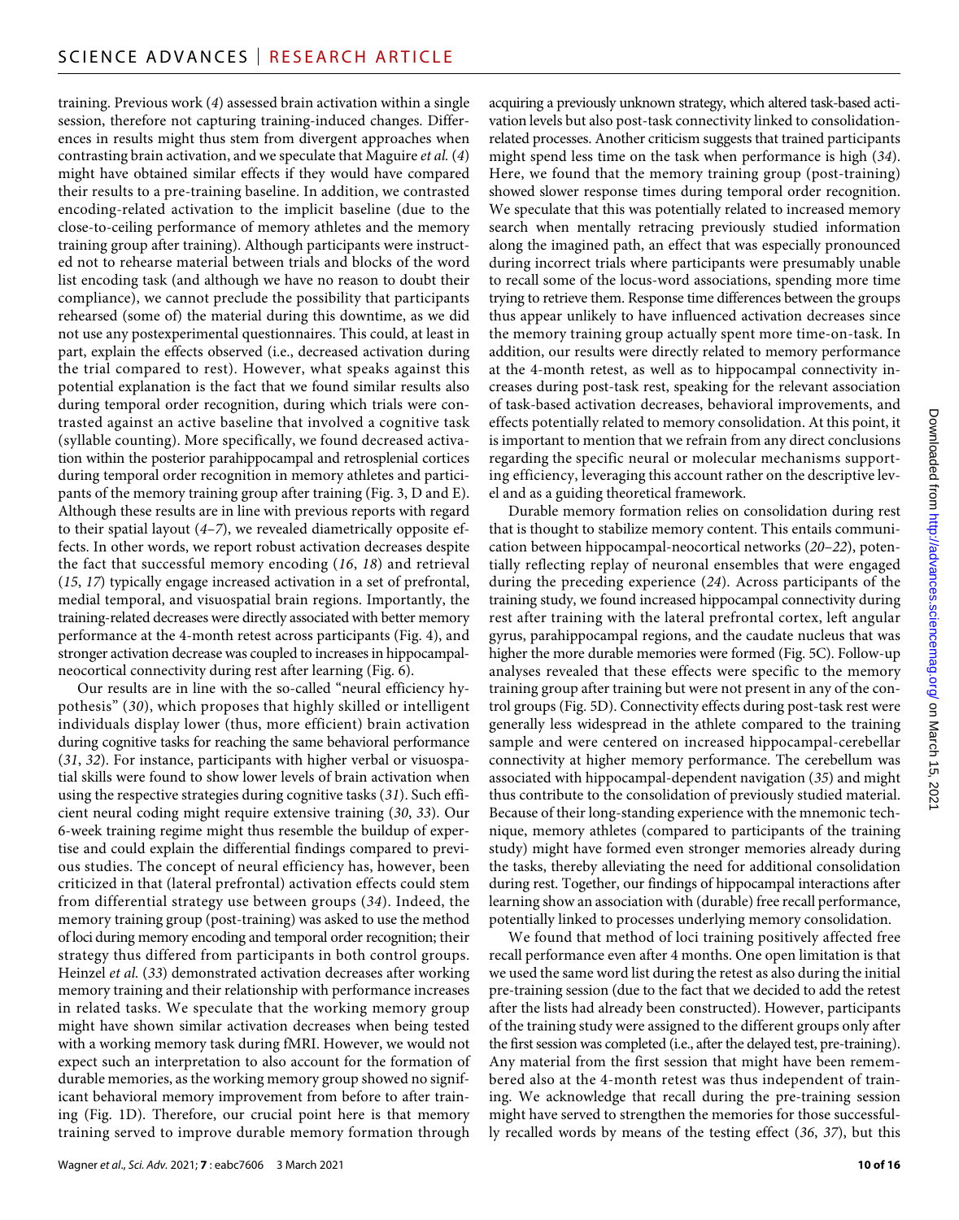training. Previous work (*4*) assessed brain activation within a single session, therefore not capturing training-induced changes. Differences in results might thus stem from divergent approaches when contrasting brain activation, and we speculate that Maguire *et al.* (*4*) might have obtained similar effects if they would have compared their results to a pre-training baseline. In addition, we contrasted encoding-related activation to the implicit baseline (due to the close-to-ceiling performance of memory athletes and the memory training group after training). Although participants were instructed not to rehearse material between trials and blocks of the word list encoding task (and although we have no reason to doubt their compliance), we cannot preclude the possibility that participants rehearsed (some of) the material during this downtime, as we did not use any postexperimental questionnaires. This could, at least in part, explain the effects observed (i.e., decreased activation during the trial compared to rest). However, what speaks against this potential explanation is the fact that we found similar results also during temporal order recognition, during which trials were contrasted against an active baseline that involved a cognitive task (syllable counting). More specifically, we found decreased activation within the posterior parahippocampal and retrosplenial cortices during temporal order recognition in memory athletes and participants of the memory training group after training (Fig. 3, D and E). Although these results are in line with previous reports with regard to their spatial layout (*4*–*7*), we revealed diametrically opposite effects. In other words, we report robust activation decreases despite the fact that successful memory encoding (*16*, *18*) and retrieval (*15*, *17*) typically engage increased activation in a set of prefrontal, medial temporal, and visuospatial brain regions. Importantly, the training-related decreases were directly associated with better memory performance at the 4-month retest across participants (Fig. 4), and stronger activation decrease was coupled to increases in hippocampal-neocortical connectivity during rest after learning (Fig. 6).

Our results are in line with the so-called "neural efficiency hypothesis" (*30*), which proposes that highly skilled or intelligent individuals display lower (thus, more efficient) brain activation during cognitive tasks for reaching the same behavioral performance (*31*, *32*). For instance, participants with higher verbal or visuospatial skills were found to show lower levels of brain activation when using the respective strategies during cognitive tasks (*31*). Such efficient neural coding might require extensive training (*30*, *33*). Our 6-week training regime might thus resemble the buildup of expertise and could explain the differential findings compared to previous studies. The concept of neural efficiency has, however, been criticized in that (lateral prefrontal) activation effects could stem from differential strategy use between groups (*34*). Indeed, the memory training group (post-training) was asked to use the method of loci during memory encoding and temporal order recognition; their strategy thus differed from participants in both control groups. Heinzel *et al.* (*33*) demonstrated activation decreases after working memory training and their relationship with performance increases in related tasks. We speculate that the working memory group might have shown similar activation decreases when being tested with a working memory task during fMRI. However, we would not expect such an interpretation to also account for the formation of durable memories, as the working memory group showed no significant behavioral memory improvement from before to after training (Fig. 1D). Therefore, our crucial point here is that memory training served to improve durable memory formation through acquiring a previously unknown strategy, which altered task-based activation levels but also post-task connectivity linked to consolidation-related processes. Another criticism suggests that trained participants might spend less time on the task when performance is high (*34*). Here, we found that the memory training group (post-training) showed slower response times during temporal order recognition. We speculate that this was potentially related to increased memory search when mentally retracing previously studied information along the imagined path, an effect that was especially pronounced during incorrect trials where participants were presumably unable to recall some of the locus-word associations, spending more time trying to retrieve them. Response time differences between the groups thus appear unlikely to have influenced activation decreases since the memory training group actually spent more time-on-task. In addition, our results were directly related to memory performance at the 4-month retest, as well as to hippocampal connectivity increases during post-task rest, speaking for the relevant association of task-based activation decreases, behavioral improvements, and effects potentially related to memory consolidation. At this point, it is important to mention that we refrain from any direct conclusions regarding the specific neural or molecular mechanisms supporting efficiency, leveraging this account rather on the descriptive level and as a guiding theoretical framework.

Durable memory formation relies on consolidation during rest that is thought to stabilize memory content. This entails communication between hippocampal-neocortical networks (*20*–*22*), potentially reflecting replay of neuronal ensembles that were engaged during the preceding experience (*24*). Across participants of the training study, we found increased hippocampal connectivity during rest after training with the lateral prefrontal cortex, left angular gyrus, parahippocampal regions, and the caudate nucleus that was higher the more durable memories were formed (Fig. 5C). Follow-up analyses revealed that these effects were specific to the memory training group after training but were not present in any of the control groups (Fig. 5D). Connectivity effects during post-task rest were generally less widespread in the athlete compared to the training sample and were centered on increased hippocampal-cerebellar connectivity at higher memory performance. The cerebellum was associated with hippocampal-dependent navigation (*35*) and might thus contribute to the consolidation of previously studied material. Because of their long-standing experience with the mnemonic technique, memory athletes (compared to participants of the training study) might have formed even stronger memories already during the tasks, thereby alleviating the need for additional consolidation during rest. Together, our findings of hippocampal interactions after learning show an association with (durable) free recall performance, potentially linked to processes underlying memory consolidation.

We found that method of loci training positively affected free recall performance even after 4 months. One open limitation is that we used the same word list during the retest as also during the initial pre-training session (due to the fact that we decided to add the retest after the lists had already been constructed). However, participants of the training study were assigned to the different groups only after the first session was completed (i.e., after the delayed test, pre-training). Any material from the first session that might have been remembered also at the 4-month retest was thus independent of training. We acknowledge that recall during the pre-training session might have served to strengthen the memories for those successfully recalled words by means of the testing effect (*36*, *37*), but this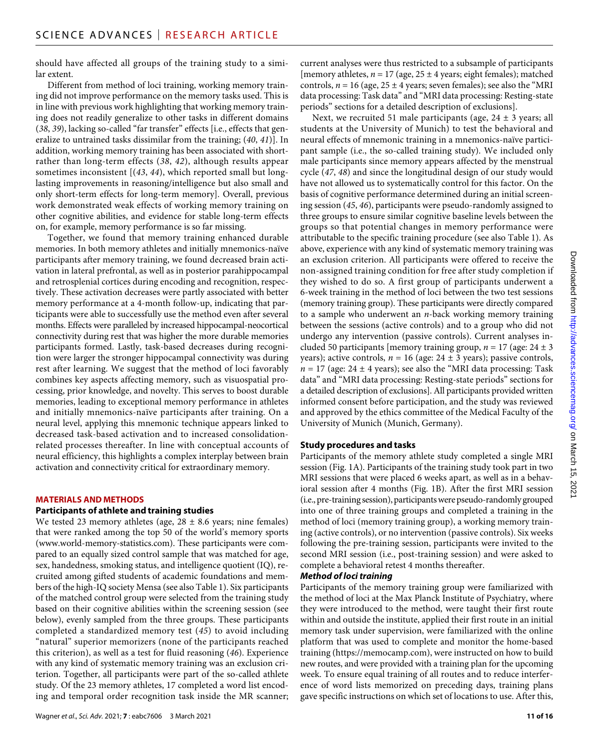should have affected all groups of the training study to a similar extent.

Different from method of loci training, working memory training did not improve performance on the memory tasks used. This is in line with previous work highlighting that working memory training does not readily generalize to other tasks in different domains (*38*, *39*), lacking so-called "far transfer" effects [i.e., effects that generalize to untrained tasks dissimilar from the training; (*40*, *41*)]. In addition, working memory training has been associated with short- rather than long-term effects (*38*, *42*), although results appear sometimes inconsistent [(*43*, *44*), which reported small but long-lasting improvements in reasoning/intelligence but also small and only short-term effects for long-term memory]. Overall, previous work demonstrated weak effects of working memory training on other cognitive abilities, and evidence for stable long-term effects on, for example, memory performance is so far missing.

Together, we found that memory training enhanced durable memories. In both memory athletes and initially mnemonics-naïve participants after memory training, we found decreased brain activation in lateral prefrontal, as well as in posterior parahippocampal and retrosplenial cortices during encoding and recognition, respectively. These activation decreases were partly associated with better memory performance at a 4-month follow-up, indicating that participants were able to successfully use the method even after several months. Effects were paralleled by increased hippocampal-neocortical connectivity during rest that was higher the more durable memories participants formed. Lastly, task-based decreases during recognition were larger the stronger hippocampal connectivity was during rest after learning. We suggest that the method of loci favorably combines key aspects affecting memory, such as visuospatial processing, prior knowledge, and novelty. This serves to boost durable memories, leading to exceptional memory performance in athletes and initially mnemonics-naïve participants after training. On a neural level, applying this mnemonic technique appears linked to decreased task-based activation and to increased consolidation-related processes thereafter. In line with conceptual accounts of neural efficiency, this highlights a complex interplay between brain activation and connectivity critical for extraordinary memory.

## MATERIALS AND METHODS

### Participants of athlete and training studies

We tested 23 memory athletes (age, 28 ± 8.6 years; nine females) that were ranked among the top 50 of the world's memory sports (www.world-memory-statistics.com). These participants were compared to an equally sized control sample that was matched for age, sex, handedness, smoking status, and intelligence quotient (IQ), recruited among gifted students of academic foundations and members of the high-IQ society Mensa (see also Table 1). Six participants of the matched control group were selected from the training study based on their cognitive abilities within the screening session (see below), evenly sampled from the three groups. These participants completed a standardized memory test (*45*) to avoid including "natural" superior memorizers (none of the participants reached this criterion), as well as a test for fluid reasoning (*46*). Experience with any kind of systematic memory training was an exclusion criterion. Together, all participants were part of the so-called athlete study. Of the 23 memory athletes, 17 completed a word list encoding and temporal order recognition task inside the MR scanner; current analyses were thus restricted to a subsample of participants [memory athletes, *n* = 17 (age, 25 ± 4 years; eight females); matched controls, *n* = 16 (age, 25 ± 4 years; seven females); see also the "MRI data processing: Task data" and "MRI data processing: Resting-state periods" sections for a detailed description of exclusions].

Next, we recruited 51 male participants (age, 24 ± 3 years; all students at the University of Munich) to test the behavioral and neural effects of mnemonic training in a mnemonics-naïve participant sample (i.e., the so-called training study). We included only male participants since memory appears affected by the menstrual cycle (*47*, *48*) and since the longitudinal design of our study would have not allowed us to systematically control for this factor. On the basis of cognitive performance determined during an initial screening session (*45*, *46*), participants were pseudo-randomly assigned to three groups to ensure similar cognitive baseline levels between the groups so that potential changes in memory performance were attributable to the specific training procedure (see also Table 1). As above, experience with any kind of systematic memory training was an exclusion criterion. All participants were offered to receive the non-assigned training condition for free after study completion if they wished to do so. A first group of participants underwent a 6-week training in the method of loci between the two test sessions (memory training group). These participants were directly compared to a sample who underwent an *n*-back working memory training between the sessions (active controls) and to a group who did not undergo any intervention (passive controls). Current analyses included 50 participants [memory training group, *n* = 17 (age: 24 ± 3 years); active controls, *n* = 16 (age: 24 ± 3 years); passive controls, *n* = 17 (age: 24 ± 4 years); see also the "MRI data processing: Task data" and "MRI data processing: Resting-state periods" sections for a detailed description of exclusions]. All participants provided written informed consent before participation, and the study was reviewed and approved by the ethics committee of the Medical Faculty of the University of Munich (Munich, Germany).

### Study procedures and tasks

Participants of the memory athlete study completed a single MRI session (Fig. 1A). Participants of the training study took part in two MRI sessions that were placed 6 weeks apart, as well as in a behavioral session after 4 months (Fig. 1B). After the first MRI session (i.e., pre-training session), participants were pseudo-randomly grouped into one of three training groups and completed a training in the method of loci (memory training group), a working memory training (active controls), or no intervention (passive controls). Six weeks following the pre-training session, participants were invited to the second MRI session (i.e., post-training session) and were asked to complete a behavioral retest 4 months thereafter.

#### *Method of loci training*

Participants of the memory training group were familiarized with the method of loci at the Max Planck Institute of Psychiatry, where they were introduced to the method, were taught their first route within and outside the institute, applied their first route in an initial memory task under supervision, were familiarized with the online platform that was used to complete and monitor the home-based training (https://memocamp.com), were instructed on how to build new routes, and were provided with a training plan for the upcoming week. To ensure equal training of all routes and to reduce interference of word lists memorized on preceding days, training plans gave specific instructions on which set of locations to use. After this,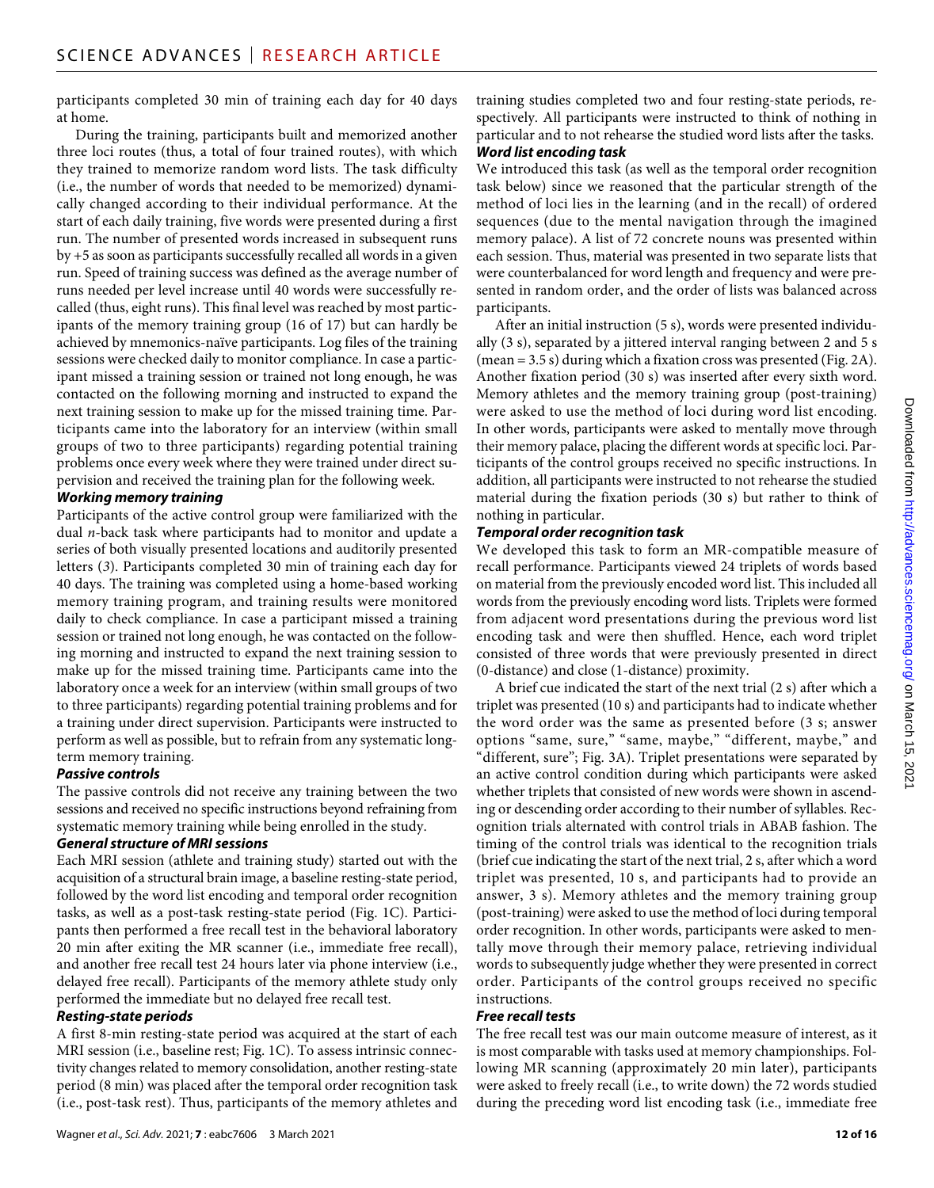participants completed 30 min of training each day for 40 days at home.

During the training, participants built and memorized another three loci routes (thus, a total of four trained routes), with which they trained to memorize random word lists. The task difficulty (i.e., the number of words that needed to be memorized) dynamically changed according to their individual performance. At the start of each daily training, five words were presented during a first run. The number of presented words increased in subsequent runs by +5 as soon as participants successfully recalled all words in a given run. Speed of training success was defined as the average number of runs needed per level increase until 40 words were successfully recalled (thus, eight runs). This final level was reached by most participants of the memory training group (16 of 17) but can hardly be achieved by mnemonics-naïve participants. Log files of the training sessions were checked daily to monitor compliance. In case a participant missed a training session or trained not long enough, he was contacted on the following morning and instructed to expand the next training session to make up for the missed training time. Participants came into the laboratory for an interview (within small groups of two to three participants) regarding potential training problems once every week where they were trained under direct supervision and received the training plan for the following week.

### *Working memory training*

Participants of the active control group were familiarized with the dual *n*-back task where participants had to monitor and update a series of both visually presented locations and auditorily presented letters (*3*). Participants completed 30 min of training each day for 40 days. The training was completed using a home-based working memory training program, and training results were monitored daily to check compliance. In case a participant missed a training session or trained not long enough, he was contacted on the following morning and instructed to expand the next training session to make up for the missed training time. Participants came into the laboratory once a week for an interview (within small groups of two to three participants) regarding potential training problems and for a training under direct supervision. Participants were instructed to perform as well as possible, but to refrain from any systematic long-term memory training.

### *Passive controls*

The passive controls did not receive any training between the two sessions and received no specific instructions beyond refraining from systematic memory training while being enrolled in the study.

### *General structure of MRI sessions*

Each MRI session (athlete and training study) started out with the acquisition of a structural brain image, a baseline resting-state period, followed by the word list encoding and temporal order recognition tasks, as well as a post-task resting-state period (Fig. 1C). Participants then performed a free recall test in the behavioral laboratory 20 min after exiting the MR scanner (i.e., immediate free recall), and another free recall test 24 hours later via phone interview (i.e., delayed free recall). Participants of the memory athlete study only performed the immediate but no delayed free recall test.

### *Resting-state periods*

A first 8-min resting-state period was acquired at the start of each MRI session (i.e., baseline rest; Fig. 1C). To assess intrinsic connectivity changes related to memory consolidation, another resting-state period (8 min) was placed after the temporal order recognition task (i.e., post-task rest). Thus, participants of the memory athletes and training studies completed two and four resting-state periods, respectively. All participants were instructed to think of nothing in particular and to not rehearse the studied word lists after the tasks.

### *Word list encoding task*

We introduced this task (as well as the temporal order recognition task below) since we reasoned that the particular strength of the method of loci lies in the learning (and in the recall) of ordered sequences (due to the mental navigation through the imagined memory palace). A list of 72 concrete nouns was presented within each session. Thus, material was presented in two separate lists that were counterbalanced for word length and frequency and were presented in random order, and the order of lists was balanced across participants.

After an initial instruction (5 s), words were presented individually (3 s), separated by a jittered interval ranging between 2 and 5 s (mean = 3.5 s) during which a fixation cross was presented (Fig. 2A). Another fixation period (30 s) was inserted after every sixth word. Memory athletes and the memory training group (post-training) were asked to use the method of loci during word list encoding. In other words, participants were asked to mentally move through their memory palace, placing the different words at specific loci. Participants of the control groups received no specific instructions. In addition, all participants were instructed to not rehearse the studied material during the fixation periods (30 s) but rather to think of nothing in particular.

### *Temporal order recognition task*

We developed this task to form an MR-compatible measure of recall performance. Participants viewed 24 triplets of words based on material from the previously encoded word list. This included all words from the previously encoding word lists. Triplets were formed from adjacent word presentations during the previous word list encoding task and were then shuffled. Hence, each word triplet consisted of three words that were previously presented in direct (0-distance) and close (1-distance) proximity.

A brief cue indicated the start of the next trial (2 s) after which a triplet was presented (10 s) and participants had to indicate whether the word order was the same as presented before (3 s; answer options "same, sure," "same, maybe," "different, maybe," and "different, sure"; Fig. 3A). Triplet presentations were separated by an active control condition during which participants were asked whether triplets that consisted of new words were shown in ascending or descending order according to their number of syllables. Recognition trials alternated with control trials in ABAB fashion. The timing of the control trials was identical to the recognition trials (brief cue indicating the start of the next trial, 2 s, after which a word triplet was presented, 10 s, and participants had to provide an answer, 3 s). Memory athletes and the memory training group (post-training) were asked to use the method of loci during temporal order recognition. In other words, participants were asked to mentally move through their memory palace, retrieving individual words to subsequently judge whether they were presented in correct order. Participants of the control groups received no specific instructions.

### *Free recall tests*

The free recall test was our main outcome measure of interest, as it is most comparable with tasks used at memory championships. Following MR scanning (approximately 20 min later), participants were asked to freely recall (i.e., to write down) the 72 words studied during the preceding word list encoding task (i.e., immediate free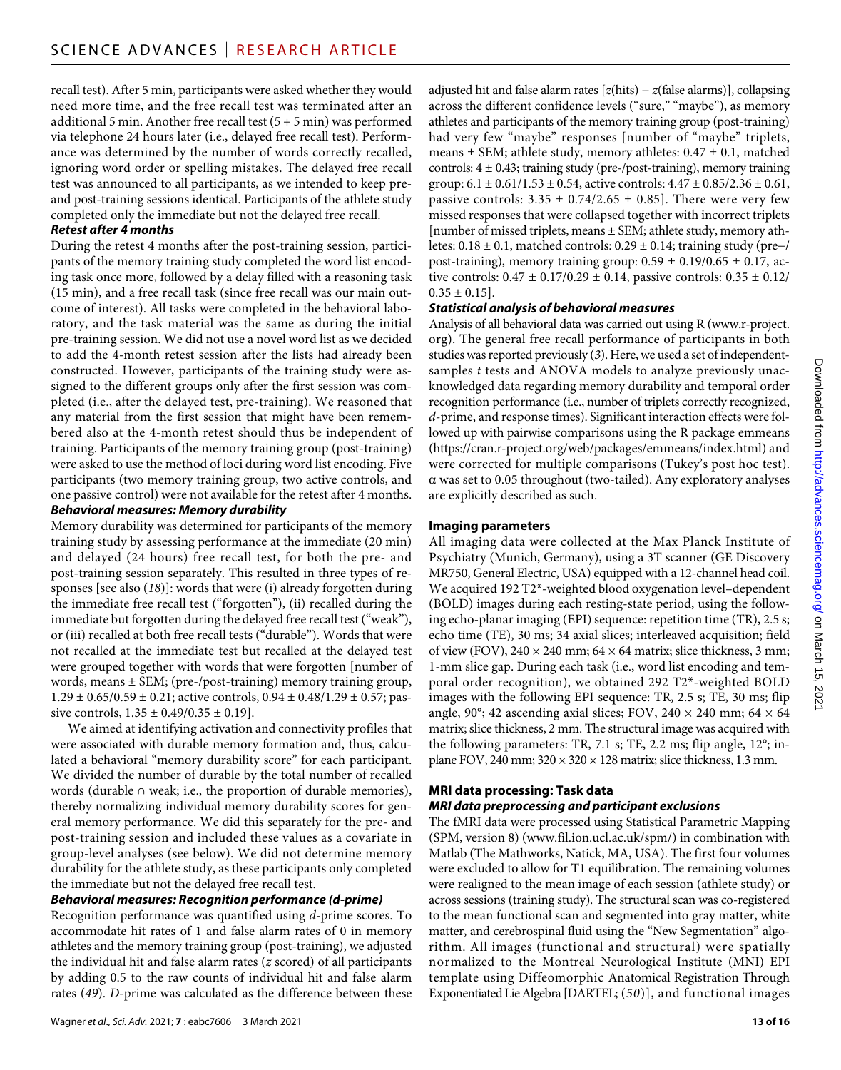recall test). After 5 min, participants were asked whether they would need more time, and the free recall test was terminated after an additional 5 min. Another free recall test (5 + 5 min) was performed via telephone 24 hours later (i.e., delayed free recall test). Performance was determined by the number of words correctly recalled, ignoring word order or spelling mistakes. The delayed free recall test was announced to all participants, as we intended to keep pre- and post-training sessions identical. Participants of the athlete study completed only the immediate but not the delayed free recall.

#### *Retest after 4 months*

During the retest 4 months after the post-training session, participants of the memory training study completed the word list encoding task once more, followed by a delay filled with a reasoning task (15 min), and a free recall task (since free recall was our main outcome of interest). All tasks were completed in the behavioral laboratory, and the task material was the same as during the initial pre-training session. We did not use a novel word list as we decided to add the 4-month retest session after the lists had already been constructed. However, participants of the training study were assigned to the different groups only after the first session was completed (i.e., after the delayed test, pre-training). We reasoned that any material from the first session that might have been remembered also at the 4-month retest should thus be independent of training. Participants of the memory training group (post-training) were asked to use the method of loci during word list encoding. Five participants (two memory training group, two active controls, and one passive control) were not available for the retest after 4 months.

#### *Behavioral measures: Memory durability*

Memory durability was determined for participants of the memory training study by assessing performance at the immediate (20 min) and delayed (24 hours) free recall test, for both the pre- and post-training session separately. This resulted in three types of responses [see also (*18*)]: words that were (i) already forgotten during the immediate free recall test ("forgotten"), (ii) recalled during the immediate but forgotten during the delayed free recall test ("weak"), or (iii) recalled at both free recall tests ("durable"). Words that were not recalled at the immediate test but recalled at the delayed test were grouped together with words that were forgotten [number of words, means ± SEM; (pre-/post-training) memory training group, 1.29 ± 0.65/0.59 ± 0.21; active controls, 0.94 ± 0.48/1.29 ± 0.57; passive controls, 1.35 ± 0.49/0.35 ± 0.19].

We aimed at identifying activation and connectivity profiles that were associated with durable memory formation and, thus, calculated a behavioral "memory durability score" for each participant. We divided the number of durable by the total number of recalled words (durable ∩ weak; i.e., the proportion of durable memories), thereby normalizing individual memory durability scores for general memory performance. We did this separately for the pre- and post-training session and included these values as a covariate in group-level analyses (see below). We did not determine memory durability for the athlete study, as these participants only completed the immediate but not the delayed free recall test.

#### *Behavioral measures: Recognition performance (d-prime)*

Recognition performance was quantified using *d*-prime scores. To accommodate hit rates of 1 and false alarm rates of 0 in memory athletes and the memory training group (post-training), we adjusted the individual hit and false alarm rates (*z* scored) of all participants by adding 0.5 to the raw counts of individual hit and false alarm rates (*49*). *D*-prime was calculated as the difference between these adjusted hit and false alarm rates [*z*(hits) − *z*(false alarms)], collapsing across the different confidence levels ("sure," "maybe"), as memory athletes and participants of the memory training group (post-training) had very few "maybe" responses [number of "maybe" triplets, means ± SEM; athlete study, memory athletes: 0.47 ± 0.1, matched controls: 4 ± 0.43; training study (pre-/post-training), memory training group: 6.1 ± 0.61/1.53 ± 0.54, active controls: 4.47 ± 0.85/2.36 ± 0.61, passive controls: 3.35 ± 0.74/2.65 ± 0.85]. There were very few missed responses that were collapsed together with incorrect triplets [number of missed triplets, means ± SEM; athlete study, memory athletes: 0.18 ± 0.1, matched controls: 0.29 ± 0.14; training study (pre−/post-training), memory training group: 0.59 ± 0.19/0.65 ± 0.17, active controls: 0.47 ± 0.17/0.29 ± 0.14, passive controls: 0.35 ± 0.12/0.35 ± 0.15].

#### *Statistical analysis of behavioral measures*

Analysis of all behavioral data was carried out using R (www.r-project.org). The general free recall performance of participants in both studies was reported previously (*3*). Here, we used a set of independent-samples *t* tests and ANOVA models to analyze previously unacknowledged data regarding memory durability and temporal order recognition performance (i.e., number of triplets correctly recognized, *d*-prime, and response times). Significant interaction effects were followed up with pairwise comparisons using the R package emmeans (https://cran.r-project.org/web/packages/emmeans/index.html) and were corrected for multiple comparisons (Tukey's post hoc test). α was set to 0.05 throughout (two-tailed). Any exploratory analyses are explicitly described as such.

### Imaging parameters

All imaging data were collected at the Max Planck Institute of Psychiatry (Munich, Germany), using a 3T scanner (GE Discovery MR750, General Electric, USA) equipped with a 12-channel head coil. We acquired 192 T2*-weighted blood oxygenation level–dependent (BOLD) images during each resting-state period, using the following echo-planar imaging (EPI) sequence: repetition time (TR), 2.5 s; echo time (TE), 30 ms; 34 axial slices; interleaved acquisition; field of view (FOV), 240 × 240 mm; 64 × 64 matrix; slice thickness, 3 mm; 1-mm slice gap. During each task (i.e., word list encoding and temporal order recognition), we obtained 292 T2*-weighted BOLD images with the following EPI sequence: TR, 2.5 s; TE, 30 ms; flip angle, 90°; 42 ascending axial slices; FOV, 240 × 240 mm; 64 × 64 matrix; slice thickness, 2 mm. The structural image was acquired with the following parameters: TR, 7.1 s; TE, 2.2 ms; flip angle, 12°; in-plane FOV, 240 mm; 320 × 320 × 128 matrix; slice thickness, 1.3 mm.

### MRI data processing: Task data

#### *MRI data preprocessing and participant exclusions*

The fMRI data were processed using Statistical Parametric Mapping (SPM, version 8) (www.fil.ion.ucl.ac.uk/spm/) in combination with Matlab (The Mathworks, Natick, MA, USA). The first four volumes were excluded to allow for T1 equilibration. The remaining volumes were realigned to the mean image of each session (athlete study) or across sessions (training study). The structural scan was co-registered to the mean functional scan and segmented into gray matter, white matter, and cerebrospinal fluid using the "New Segmentation" algorithm. All images (functional and structural) were spatially normalized to the Montreal Neurological Institute (MNI) EPI template using Diffeomorphic Anatomical Registration Through Exponentiated Lie Algebra [DARTEL; (*50*)], and functional images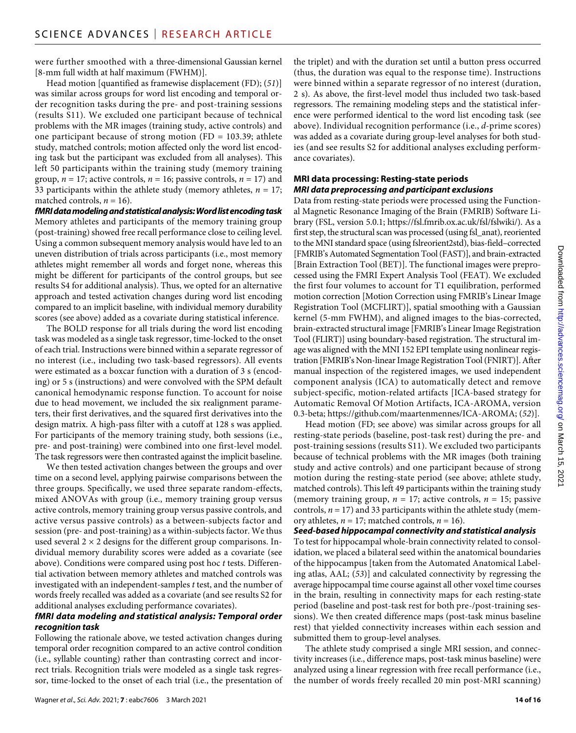were further smoothed with a three-dimensional Gaussian kernel [8-mm full width at half maximum (FWHM)].

Head motion [quantified as framewise displacement (FD); (*51*)] was similar across groups for word list encoding and temporal order recognition tasks during the pre- and post-training sessions (results S11). We excluded one participant because of technical problems with the MR images (training study, active controls) and one participant because of strong motion (FD = 103.39; athlete study, matched controls; motion affected only the word list encoding task but the participant was excluded from all analyses). This left 50 participants within the training study (memory training group, $n = 17$; active controls, $n = 16$; passive controls, $n = 17$) and 33 participants within the athlete study (memory athletes, $n = 17$; matched controls, $n = 16$).

***fMRI data modeling and statistical analysis: Word list encoding task***

Memory athletes and participants of the memory training group (post-training) showed free recall performance close to ceiling level. Using a common subsequent memory analysis would have led to an uneven distribution of trials across participants (i.e., most memory athletes might remember all words and forget none, whereas this might be different for participants of the control groups, but see results S4 for additional analysis). Thus, we opted for an alternative approach and tested activation changes during word list encoding compared to an implicit baseline, with individual memory durability scores (see above) added as a covariate during statistical inference.

The BOLD response for all trials during the word list encoding task was modeled as a single task regressor, time-locked to the onset of each trial. Instructions were binned within a separate regressor of no interest (i.e., including two task-based regressors). All events were estimated as a boxcar function with a duration of 3 s (encoding) or 5 s (instructions) and were convolved with the SPM default canonical hemodynamic response function. To account for noise due to head movement, we included the six realignment parameters, their first derivatives, and the squared first derivatives into the design matrix. A high-pass filter with a cutoff at 128 s was applied. For participants of the memory training study, both sessions (i.e., pre- and post-training) were combined into one first-level model. The task regressors were then contrasted against the implicit baseline.

We then tested activation changes between the groups and over time on a second level, applying pairwise comparisons between the three groups. Specifically, we used three separate random-effects, mixed ANOVAs with group (i.e., memory training group versus active controls, memory training group versus passive controls, and active versus passive controls) as a between-subjects factor and session (pre- and post-training) as a within-subjects factor. We thus used several $2 \times 2$ designs for the different group comparisons. Individual memory durability scores were added as a covariate (see above). Conditions were compared using post hoc *t* tests. Differential activation between memory athletes and matched controls was investigated with an independent-samples *t* test, and the number of words freely recalled was added as a covariate (and see results S2 for additional analyses excluding performance covariates).

***fMRI data modeling and statistical analysis: Temporal order recognition task***

Following the rationale above, we tested activation changes during temporal order recognition compared to an active control condition (i.e., syllable counting) rather than contrasting correct and incorrect trials. Recognition trials were modeled as a single task regressor, time-locked to the onset of each trial (i.e., the presentation of the triplet) and with the duration set until a button press occurred (thus, the duration was equal to the response time). Instructions were binned within a separate regressor of no interest (duration, 2 s). As above, the first-level model thus included two task-based regressors. The remaining modeling steps and the statistical inference were performed identical to the word list encoding task (see above). Individual recognition performance (i.e., *d*-prime scores) was added as a covariate during group-level analyses for both studies (and see results S2 for additional analyses excluding performance covariates).

### MRI data processing: Resting-state periods

***MRI data preprocessing and participant exclusions***

Data from resting-state periods were processed using the Functional Magnetic Resonance Imaging of the Brain (FMRIB) Software Library (FSL, version 5.0.1; https://fsl.fmrib.ox.ac.uk/fsl/fslwiki/). As a first step, the structural scan was processed (using fsl_anat), reoriented to the MNI standard space (using fslreorient2std), bias-field–corrected [FMRIB's Automated Segmentation Tool (FAST)], and brain-extracted [Brain Extraction Tool (BET)]. The functional images were preprocessed using the FMRI Expert Analysis Tool (FEAT). We excluded the first four volumes to account for T1 equilibration, performed motion correction [Motion Correction using FMRIB's Linear Image Registration Tool (MCFLIRT)], spatial smoothing with a Gaussian kernel (5-mm FWHM), and aligned images to the bias-corrected, brain-extracted structural image [FMRIB's Linear Image Registration Tool (FLIRT)] using boundary-based registration. The structural image was aligned with the MNI 152 EPI template using nonlinear registration [FMRIB's Non-linear Image Registration Tool (FNIRT)]. After manual inspection of the registered images, we used independent component analysis (ICA) to automatically detect and remove subject-specific, motion-related artifacts [ICA-based strategy for Automatic Removal Of Motion Artifacts, ICA-AROMA, version 0.3-beta; https://github.com/maartenmennes/ICA-AROMA; (*52*)].

Head motion (FD; see above) was similar across groups for all resting-state periods (baseline, post-task rest) during the pre- and post-training sessions (results S11). We excluded two participants because of technical problems with the MR images (both training study and active controls) and one participant because of strong motion during the resting-state period (see above; athlete study, matched controls). This left 49 participants within the training study (memory training group, $n = 17$; active controls, $n = 15$; passive controls, $n = 17$) and 33 participants within the athlete study (memory athletes, $n = 17$; matched controls, $n = 16$).

***Seed-based hippocampal connectivity and statistical analysis***

To test for hippocampal whole-brain connectivity related to consolidation, we placed a bilateral seed within the anatomical boundaries of the hippocampus [taken from the Automated Anatomical Labeling atlas, AAL; (*53*)] and calculated connectivity by regressing the average hippocampal time course against all other voxel time courses in the brain, resulting in connectivity maps for each resting-state period (baseline and post-task rest for both pre-/post-training sessions). We then created difference maps (post-task minus baseline rest) that yielded connectivity increases within each session and submitted them to group-level analyses.

The athlete study comprised a single MRI session, and connectivity increases (i.e., difference maps, post-task minus baseline) were analyzed using a linear regression with free recall performance (i.e., the number of words freely recalled 20 min post-MRI scanning)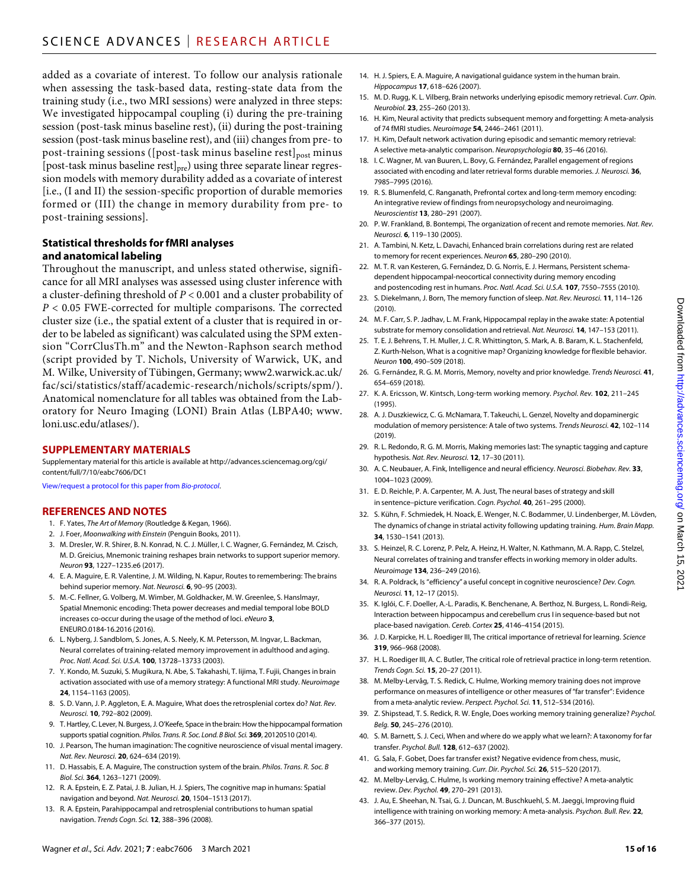added as a covariate of interest. To follow our analysis rationale when assessing the task-based data, resting-state data from the training study (i.e., two MRI sessions) were analyzed in three steps: We investigated hippocampal coupling (i) during the pre-training session (post-task minus baseline rest), (ii) during the post-training session (post-task minus baseline rest), and (iii) changes from pre- to post-training sessions ([post-task minus baseline rest]$_{post}$ minus [post-task minus baseline rest]$_{pre}$) using three separate linear regression models with memory durability added as a covariate of interest [i.e., (I and II) the session-specific proportion of durable memories formed or (III) the change in memory durability from pre- to post-training sessions].

### Statistical thresholds for fMRI analyses and anatomical labeling

Throughout the manuscript, and unless stated otherwise, significance for all MRI analyses was assessed using cluster inference with a cluster-defining threshold of $P < 0.001$ and a cluster probability of $P < 0.05$ FWE-corrected for multiple comparisons. The corrected cluster size (i.e., the spatial extent of a cluster that is required in order to be labeled as significant) was calculated using the SPM extension "CorrClusTh.m" and the Newton-Raphson search method (script provided by T. Nichols, University of Warwick, UK, and M. Wilke, University of Tübingen, Germany; www2.warwick.ac.uk/fac/sci/statistics/staff/academic-research/nichols/scripts/spm/). Anatomical nomenclature for all tables was obtained from the Laboratory for Neuro Imaging (LONI) Brain Atlas (LBPA40; www.loni.usc.edu/atlases/).

## SUPPLEMENTARY MATERIALS

Supplementary material for this article is available at http://advances.sciencemag.org/cgi/content/full/7/10/eabc7606/DC1

View/request a protocol for this paper from *Bio-protocol*.

## REFERENCES AND NOTES

1. F. Yates, *The Art of Memory* (Routledge & Kegan, 1966).
2. J. Foer, *Moonwalking with Einstein* (Penguin Books, 2011).
3. M. Dresler, W. R. Shirer, B. N. Konrad, N. C. J. Müller, I. C. Wagner, G. Fernández, M. Czisch, M. D. Greicius, Mnemonic training reshapes brain networks to support superior memory. *Neuron* **93**, 1227–1235.e6 (2017).
4. E. A. Maguire, E. R. Valentine, J. M. Wilding, N. Kapur, Routes to remembering: The brains behind superior memory. *Nat. Rev. Neurosci.* **6**, 90–95 (2003).
5. M.-C. Fellner, G. Volberg, M. Wimber, M. Goldhacker, M. W. Greenlee, S. Hanslmayr, Spatial Mnemonic encoding: Theta power decreases and medial temporal lobe BOLD increases co-occur during the usage of the method of loci. *eNeuro* **3**, ENEURO.0184-16.2016 (2016).
6. L. Nyberg, J. Sandblom, S. Jones, A. S. Neely, K. M. Petersson, M. Ingvar, L. Backman, Neural correlates of training-related memory improvement in adulthood and aging. *Proc. Natl. Acad. Sci. U.S.A.* **100**, 13728–13733 (2003).
7. Y. Kondo, M. Suzuki, S. Mugikura, N. Abe, S. Takahashi, T. Iijima, T. Fujii, Changes in brain activation associated with use of a memory strategy: A functional MRI study. *Neuroimage* **24**, 1154–1163 (2005).
8. S. D. Vann, J. P. Aggleton, E. A. Maguire, What does the retrosplenial cortex do? *Nat. Rev. Neurosci.* **10**, 792–802 (2009).
9. T. Hartley, C. Lever, N. Burgess, J. O'Keefe, Space in the brain: How the hippocampal formation supports spatial cognition. *Philos. Trans. R. Soc. Lond. B Biol. Sci.* **369**, 20120510 (2014).
10. J. Pearson, The human imagination: The cognitive neuroscience of visual mental imagery. *Nat. Rev. Neurosci.* **20**, 624–634 (2019).
11. D. Hassabis, E. A. Maguire, The construction system of the brain. *Philos. Trans. R. Soc. B Biol. Sci.* **364**, 1263–1271 (2009).
12. R. A. Epstein, E. Z. Patai, J. B. Julian, H. J. Spiers, The cognitive map in humans: Spatial navigation and beyond. *Nat. Neurosci.* **20**, 1504–1513 (2017).
13. R. A. Epstein, Parahippocampal and retrosplenial contributions to human spatial navigation. *Trends Cogn. Sci.* **12**, 388–396 (2008).
14. H. J. Spiers, E. A. Maguire, A navigational guidance system in the human brain. *Hippocampus* **17**, 618–626 (2007).
15. M. D. Rugg, K. L. Vilberg, Brain networks underlying episodic memory retrieval. *Curr. Opin. Neurobiol.* **23**, 255–260 (2013).
16. H. Kim, Neural activity that predicts subsequent memory and forgetting: A meta-analysis of 74 fMRI studies. *Neuroimage* **54**, 2446–2461 (2011).
17. H. Kim, Default network activation during episodic and semantic memory retrieval: A selective meta-analytic comparison. *Neuropsychologia* **80**, 35–46 (2016).
18. I. C. Wagner, M. van Buuren, L. Bovy, G. Fernández, Parallel engagement of regions associated with encoding and later retrieval forms durable memories. *J. Neurosci.* **36**, 7985–7995 (2016).
19. R. S. Blumenfeld, C. Ranganath, Prefrontal cortex and long-term memory encoding: An integrative review of findings from neuropsychology and neuroimaging. *Neuroscientist* **13**, 280–291 (2007).
20. P. W. Frankland, B. Bontempi, The organization of recent and remote memories. *Nat. Rev. Neurosci.* **6**, 119–130 (2005).
21. A. Tambini, N. Ketz, L. Davachi, Enhanced brain correlations during rest are related to memory for recent experiences. *Neuron* **65**, 280–290 (2010).
22. M. T. R. van Kesteren, G. Fernández, D. G. Norris, E. J. Hermans, Persistent schema-dependent hippocampal-neocortical connectivity during memory encoding and postencoding rest in humans. *Proc. Natl. Acad. Sci. U.S.A.* **107**, 7550–7555 (2010).
23. S. Diekelmann, J. Born, The memory function of sleep. *Nat. Rev. Neurosci.* **11**, 114–126 (2010).
24. M. F. Carr, S. P. Jadhav, L. M. Frank, Hippocampal replay in the awake state: A potential substrate for memory consolidation and retrieval. *Nat. Neurosci.* **14**, 147–153 (2011).
25. T. E. J. Behrens, T. H. Muller, J. C. R. Whittington, S. Mark, A. B. Baram, K. L. Stachenfeld, Z. Kurth-Nelson, What is a cognitive map? Organizing knowledge for flexible behavior. *Neuron* **100**, 490–509 (2018).
26. G. Fernández, R. G. M. Morris, Memory, novelty and prior knowledge. *Trends Neurosci.* **41**, 654–659 (2018).
27. K. A. Ericsson, W. Kintsch, Long-term working memory. *Psychol. Rev.* **102**, 211–245 (1995).
28. A. J. Duszkiewicz, C. G. McNamara, T. Takeuchi, L. Genzel, Novelty and dopaminergic modulation of memory persistence: A tale of two systems. *Trends Neurosci.* **42**, 102–114 (2019).
29. R. L. Redondo, R. G. M. Morris, Making memories last: The synaptic tagging and capture hypothesis. *Nat. Rev. Neurosci.* **12**, 17–30 (2011).
30. A. C. Neubauer, A. Fink, Intelligence and neural efficiency. *Neurosci. Biobehav. Rev.* **33**, 1004–1023 (2009).
31. E. D. Reichle, P. A. Carpenter, M. A. Just, The neural bases of strategy and skill in sentence–picture verification. *Cogn. Psychol.* **40**, 261–295 (2000).
32. S. Kühn, F. Schmiedek, H. Noack, E. Wenger, N. C. Bodammer, U. Lindenberger, M. Lövden, The dynamics of change in striatal activity following updating training. *Hum. Brain Mapp.* **34**, 1530–1541 (2013).
33. S. Heinzel, R. C. Lorenz, P. Pelz, A. Heinz, H. Walter, N. Kathmann, M. A. Rapp, C. Stelzel, Neural correlates of training and transfer effects in working memory in older adults. *Neuroimage* **134**, 236–249 (2016).
34. R. A. Poldrack, Is "efficiency" a useful concept in cognitive neuroscience? *Dev. Cogn. Neurosci.* **11**, 12–17 (2015).
35. K. Iglói, C. F. Doeller, A.-L. Paradis, K. Benchenane, A. Berthoz, N. Burgess, L. Rondi-Reig, Interaction between hippocampus and cerebellum crus I in sequence-based but not place-based navigation. *Cereb. Cortex* **25**, 4146–4154 (2015).
36. J. D. Karpicke, H. L. Roediger III, The critical importance of retrieval for learning. *Science* **319**, 966–968 (2008).
37. H. L. Roediger III, A. C. Butler, The critical role of retrieval practice in long-term retention. *Trends Cogn. Sci.* **15**, 20–27 (2011).
38. M. Melby-Lervåg, T. S. Redick, C. Hulme, Working memory training does not improve performance on measures of intelligence or other measures of "far transfer": Evidence from a meta-analytic review. *Perspect. Psychol. Sci.* **11**, 512–534 (2016).
39. Z. Shipstead, T. S. Redick, R. W. Engle, Does working memory training generalize? *Psychol. Belg.* **50**, 245–276 (2010).
40. S. M. Barnett, S. J. Ceci, When and where do we apply what we learn?: A taxonomy for far transfer. *Psychol. Bull.* **128**, 612–637 (2002).
41. G. Sala, F. Gobet, Does far transfer exist? Negative evidence from chess, music, and working memory training. *Curr. Dir. Psychol. Sci.* **26**, 515–520 (2017).
42. M. Melby-Lervåg, C. Hulme, Is working memory training effective? A meta-analytic review. *Dev. Psychol.* **49**, 270–291 (2013).
43. J. Au, E. Sheehan, N. Tsai, G. J. Duncan, M. Buschkuehl, S. M. Jaeggi, Improving fluid intelligence with training on working memory: A meta-analysis. *Psychon. Bull. Rev.* **22**, 366–377 (2015).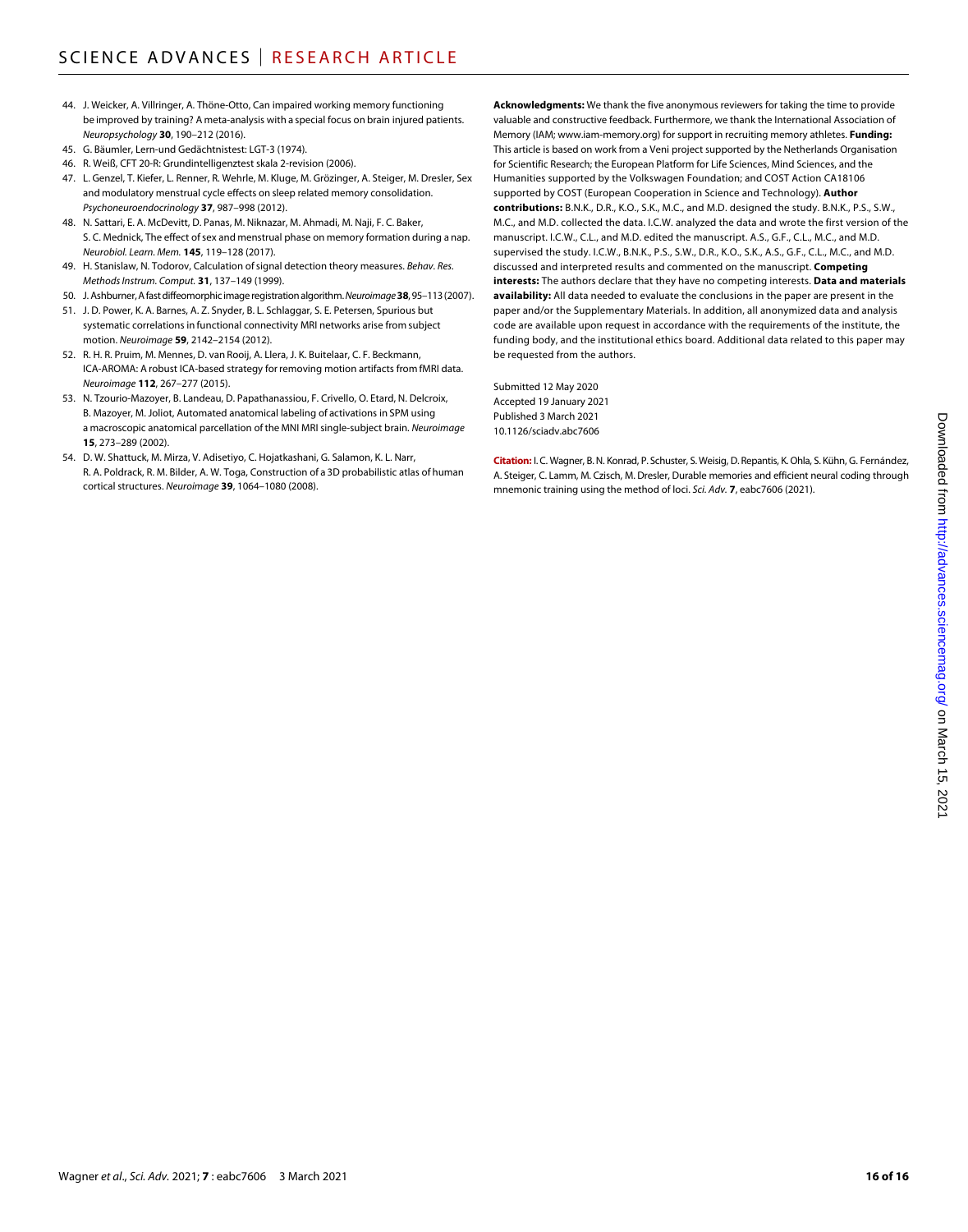44. J. Weicker, A. Villringer, A. Thöne-Otto, Can impaired working memory functioning be improved by training? A meta-analysis with a special focus on brain injured patients. *Neuropsychology* **30**, 190–212 (2016).
45. G. Bäumler, Lern-und Gedächtnistest: LGT-3 (1974).
46. R. Weiß, CFT 20-R: Grundintelligenztest skala 2-revision (2006).
47. L. Genzel, T. Kiefer, L. Renner, R. Wehrle, M. Kluge, M. Grözinger, A. Steiger, M. Dresler, Sex and modulatory menstrual cycle effects on sleep related memory consolidation. *Psychoneuroendocrinology* **37**, 987–998 (2012).
48. N. Sattari, E. A. McDevitt, D. Panas, M. Niknazar, M. Ahmadi, M. Naji, F. C. Baker, S. C. Mednick, The effect of sex and menstrual phase on memory formation during a nap. *Neurobiol. Learn. Mem.* **145**, 119–128 (2017).
49. H. Stanislaw, N. Todorov, Calculation of signal detection theory measures. *Behav. Res. Methods Instrum. Comput.* **31**, 137–149 (1999).
50. J. Ashburner, A fast diffeomorphic image registration algorithm. *Neuroimage* **38**, 95–113 (2007).
51. J. D. Power, K. A. Barnes, A. Z. Snyder, B. L. Schlaggar, S. E. Petersen, Spurious but systematic correlations in functional connectivity MRI networks arise from subject motion. *Neuroimage* **59**, 2142–2154 (2012).
52. R. H. R. Pruim, M. Mennes, D. van Rooij, A. Llera, J. K. Buitelaar, C. F. Beckmann, ICA-AROMA: A robust ICA-based strategy for removing motion artifacts from fMRI data. *Neuroimage* **112**, 267–277 (2015).
53. N. Tzourio-Mazoyer, B. Landeau, D. Papathanassiou, F. Crivello, O. Etard, N. Delcroix, B. Mazoyer, M. Joliot, Automated anatomical labeling of activations in SPM using a macroscopic anatomical parcellation of the MNI MRI single-subject brain. *Neuroimage* **15**, 273–289 (2002).
54. D. W. Shattuck, M. Mirza, V. Adisetiyo, C. Hojatkashani, G. Salamon, K. L. Narr, R. A. Poldrack, R. M. Bilder, A. W. Toga, Construction of a 3D probabilistic atlas of human cortical structures. *Neuroimage* **39**, 1064–1080 (2008).

**Acknowledgments:** We thank the five anonymous reviewers for taking the time to provide valuable and constructive feedback. Furthermore, we thank the International Association of Memory (IAM; www.iam-memory.org) for support in recruiting memory athletes. **Funding:** This article is based on work from a Veni project supported by the Netherlands Organisation for Scientific Research; the European Platform for Life Sciences, Mind Sciences, and the Humanities supported by the Volkswagen Foundation; and COST Action CA18106 supported by COST (European Cooperation in Science and Technology). **Author contributions:** B.N.K., D.R., K.O., S.K., M.C., and M.D. designed the study. B.N.K., P.S., S.W., M.C., and M.D. collected the data. I.C.W. analyzed the data and wrote the first version of the manuscript. I.C.W., C.L., and M.D. edited the manuscript. A.S., G.F., C.L., M.C., and M.D. supervised the study. I.C.W., B.N.K., P.S., S.W., D.R., K.O., S.K., A.S., G.F., C.L., M.C., and M.D. discussed and interpreted results and commented on the manuscript. **Competing interests:** The authors declare that they have no competing interests. **Data and materials availability:** All data needed to evaluate the conclusions in the paper are present in the paper and/or the Supplementary Materials. In addition, all anonymized data and analysis code are available upon request in accordance with the requirements of the institute, the funding body, and the institutional ethics board. Additional data related to this paper may be requested from the authors.

Submitted 12 May 2020
Accepted 19 January 2021
Published 3 March 2021
10.1126/sciadv.abc7606

**Citation:** I. C. Wagner, B. N. Konrad, P. Schuster, S. Weisig, D. Repantis, K. Ohla, S. Kühn, G. Fernández, A. Steiger, C. Lamm, M. Czisch, M. Dresler, Durable memories and efficient neural coding through mnemonic training using the method of loci. *Sci. Adv.* **7**, eabc7606 (2021).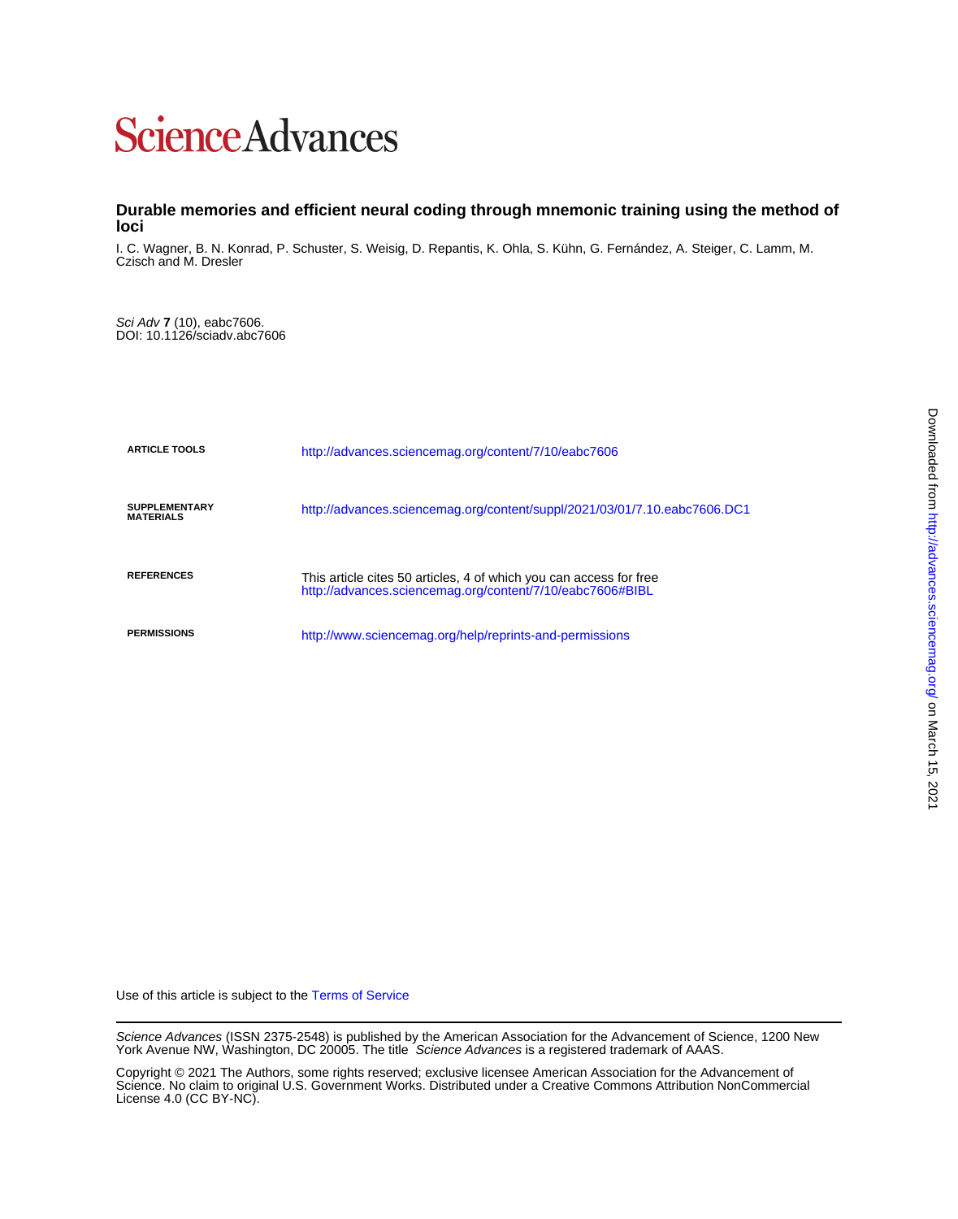# ScienceAdvances

**Durable memories and efficient neural coding through mnemonic training using the method of loci**

I. C. Wagner, B. N. Konrad, P. Schuster, S. Weisig, D. Repantis, K. Ohla, S. Kühn, G. Fernández, A. Steiger, C. Lamm, M. Czisch and M. Dresler

*Sci Adv* **7** (10), eabc7606.
DOI: 10.1126/sciadv.abc7606

| | |
|---|---|
| **ARTICLE TOOLS** | http://advances.sciencemag.org/content/7/10/eabc7606 |
| **SUPPLEMENTARY MATERIALS** | http://advances.sciencemag.org/content/suppl/2021/03/01/7.10.eabc7606.DC1 |
| **REFERENCES** | This article cites 50 articles, 4 of which you can access for free http://advances.sciencemag.org/content/7/10/eabc7606#BIBL |
| **PERMISSIONS** | http://www.sciencemag.org/help/reprints-and-permissions |

Downloaded from http://advances.sciencemag.org/ on March 15, 2021

Use of this article is subject to the Terms of Service

*Science Advances* (ISSN 2375-2548) is published by the American Association for the Advancement of Science, 1200 New York Avenue NW, Washington, DC 20005. The title *Science Advances* is a registered trademark of AAAS.

Copyright © 2021 The Authors, some rights reserved; exclusive licensee American Association for the Advancement of Science. No claim to original U.S. Government Works. Distributed under a Creative Commons Attribution NonCommercial License 4.0 (CC BY-NC).